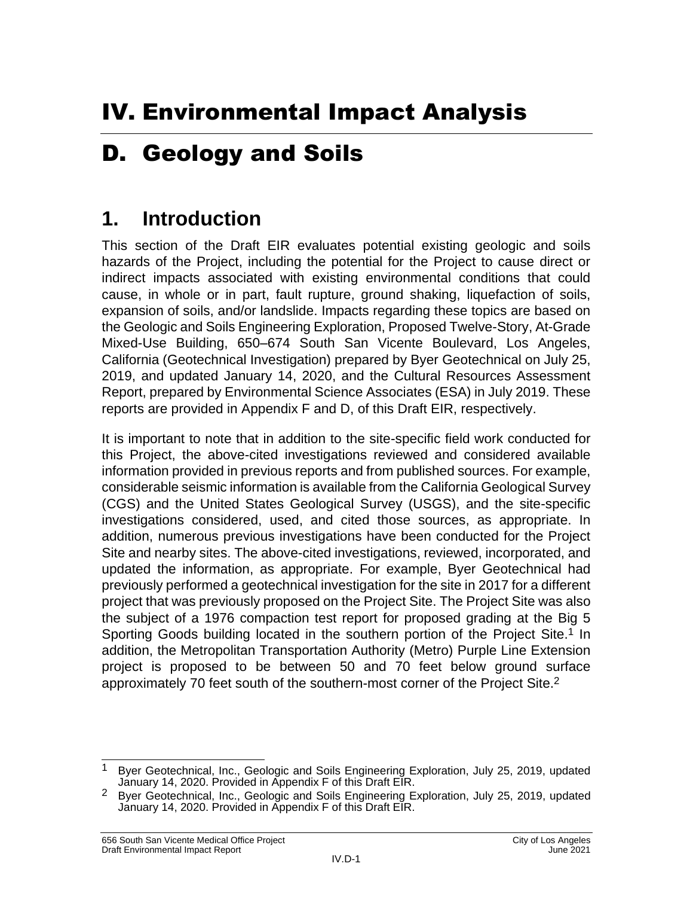# IV. Environmental Impact Analysis

# D. Geology and Soils

## 1. Introduction

This section of the Draft EIR evaluates potential existing geologic and soils hazards of the Project, including the potential for the Project to cause direct or indirect impacts associated with existing environmental conditions that could cause, in whole or in part, fault rupture, ground shaking, liquefaction of soils, expansion of soils, and/or landslide. Impacts regarding these topics are based on the Geologic and Soils Engineering Exploration, Proposed Twelve-Story, At-Grade Mixed-Use Building, 650–674 South San Vicente Boulevard, Los Angeles, California (Geotechnical Investigation) prepared by Byer Geotechnical on July 25, 2019, and updated January 14, 2020, and the Cultural Resources Assessment Report, prepared by Environmental Science Associates (ESA) in July 2019. These reports are provided in Appendix F and D, of this Draft EIR, respectively.

It is important to note that in addition to the site-specific field work conducted for this Project, the above-cited investigations reviewed and considered available information provided in previous reports and from published sources. For example, considerable seismic information is available from the California Geological Survey (CGS) and the United States Geological Survey (USGS), and the site-specific investigations considered, used, and cited those sources, as appropriate. In addition, numerous previous investigations have been conducted for the Project Site and nearby sites. The above-cited investigations, reviewed, incorporated, and updated the information, as appropriate. For example, Byer Geotechnical had previously performed a geotechnical investigation for the site in 2017 for a different project that was previously proposed on the Project Site. The Project Site was also the subject of a 1976 compaction test report for proposed grading at the Big 5 Sporting Goods building located in the southern portion of the Project Site.[1] In addition, the Metropolitan Transportation Authority (Metro) Purple Line Extension project is proposed to be between 50 and 70 feet below ground surface approximately 70 feet south of the southern-most corner of the Project Site.[2]

---

[1] Byer Geotechnical, Inc., Geologic and Soils Engineering Exploration, July 25, 2019, updated January 14, 2020. Provided in Appendix F of this Draft EIR.

[2] Byer Geotechnical, Inc., Geologic and Soils Engineering Exploration, July 25, 2019, updated January 14, 2020. Provided in Appendix F of this Draft EIR.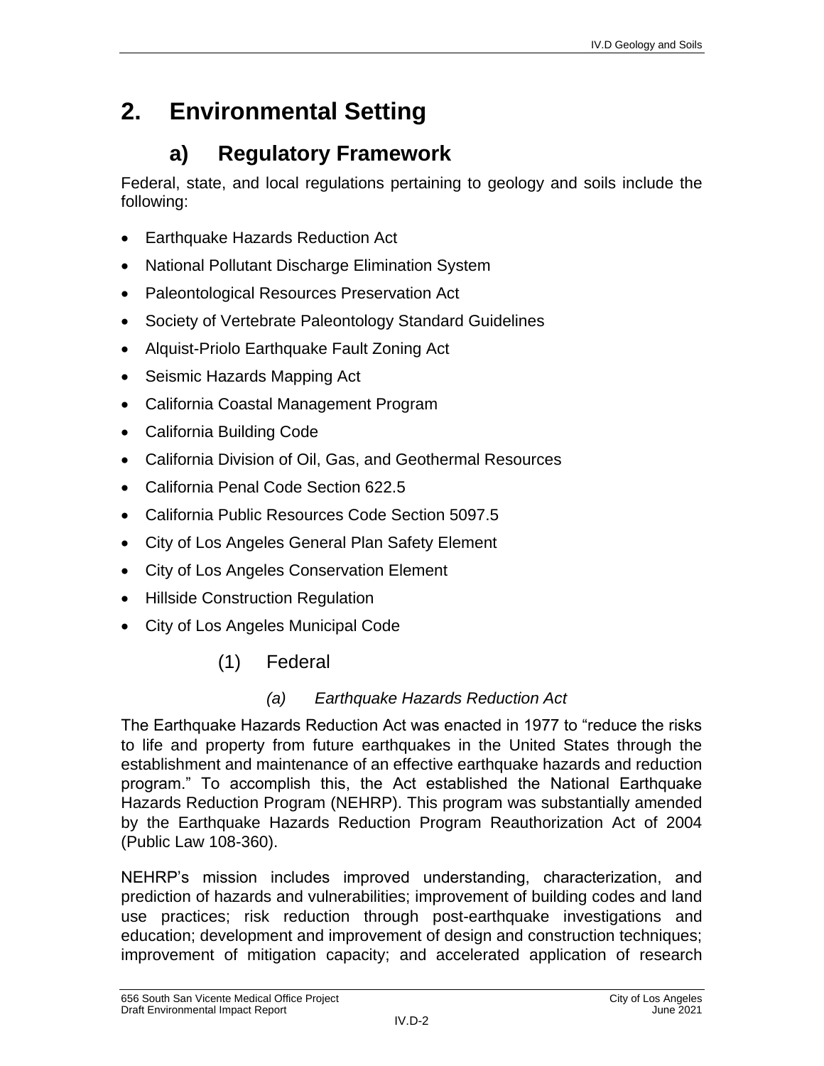# 2. Environmental Setting

## a) Regulatory Framework

Federal, state, and local regulations pertaining to geology and soils include the following:

- Earthquake Hazards Reduction Act
- National Pollutant Discharge Elimination System
- Paleontological Resources Preservation Act
- Society of Vertebrate Paleontology Standard Guidelines
- Alquist-Priolo Earthquake Fault Zoning Act
- Seismic Hazards Mapping Act
- California Coastal Management Program
- California Building Code
- California Division of Oil, Gas, and Geothermal Resources
- California Penal Code Section 622.5
- California Public Resources Code Section 5097.5
- City of Los Angeles General Plan Safety Element
- City of Los Angeles Conservation Element
- Hillside Construction Regulation
- City of Los Angeles Municipal Code

### (1) Federal

#### *(a) Earthquake Hazards Reduction Act*

The Earthquake Hazards Reduction Act was enacted in 1977 to "reduce the risks to life and property from future earthquakes in the United States through the establishment and maintenance of an effective earthquake hazards and reduction program." To accomplish this, the Act established the National Earthquake Hazards Reduction Program (NEHRP). This program was substantially amended by the Earthquake Hazards Reduction Program Reauthorization Act of 2004 (Public Law 108-360).

NEHRP's mission includes improved understanding, characterization, and prediction of hazards and vulnerabilities; improvement of building codes and land use practices; risk reduction through post-earthquake investigations and education; development and improvement of design and construction techniques; improvement of mitigation capacity; and accelerated application of research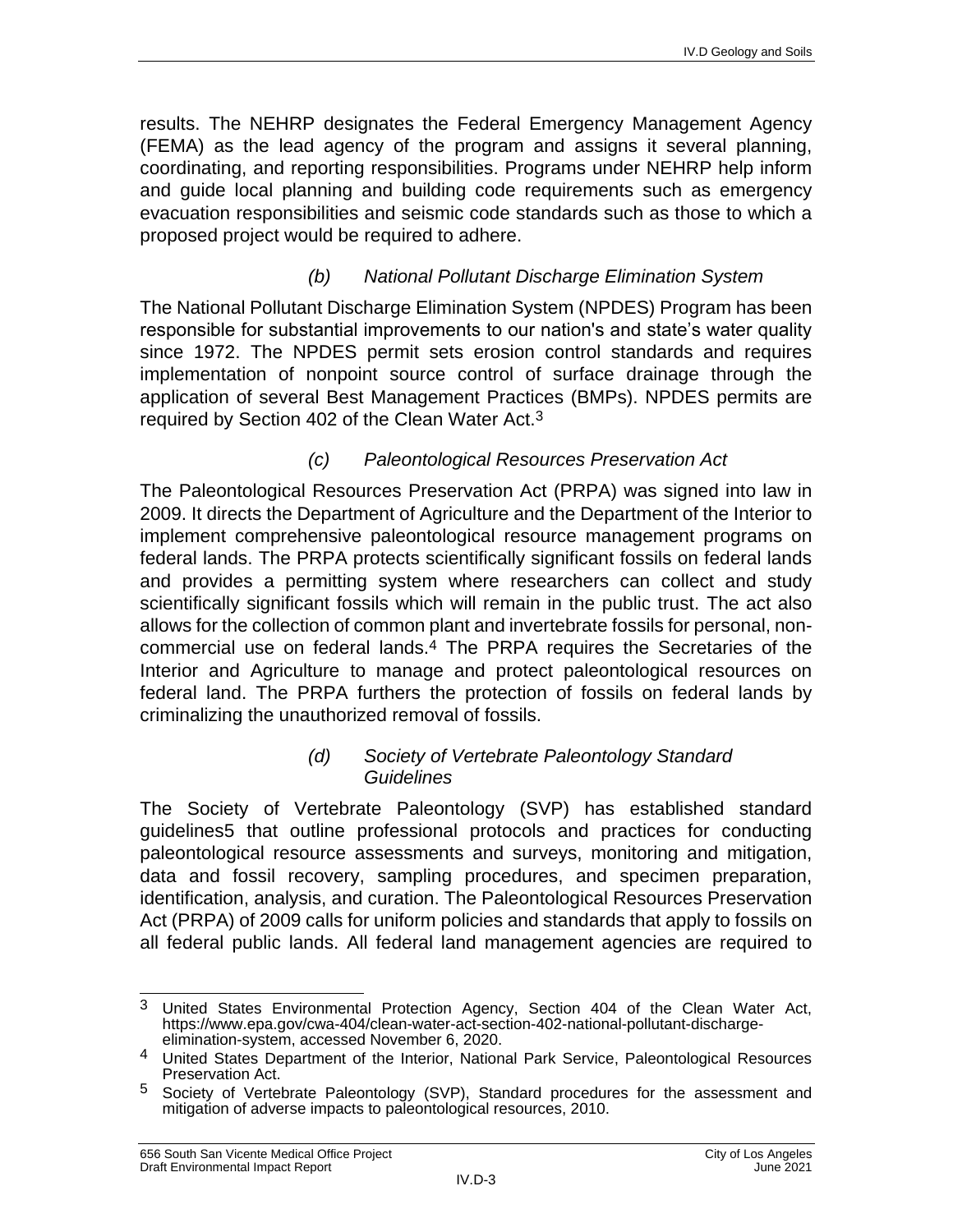results. The NEHRP designates the Federal Emergency Management Agency (FEMA) as the lead agency of the program and assigns it several planning, coordinating, and reporting responsibilities. Programs under NEHRP help inform and guide local planning and building code requirements such as emergency evacuation responsibilities and seismic code standards such as those to which a proposed project would be required to adhere.

#### *(b) National Pollutant Discharge Elimination System*

The National Pollutant Discharge Elimination System (NPDES) Program has been responsible for substantial improvements to our nation's and state's water quality since 1972. The NPDES permit sets erosion control standards and requires implementation of nonpoint source control of surface drainage through the application of several Best Management Practices (BMPs). NPDES permits are required by Section 402 of the Clean Water Act.[3]

#### *(c) Paleontological Resources Preservation Act*

The Paleontological Resources Preservation Act (PRPA) was signed into law in 2009. It directs the Department of Agriculture and the Department of the Interior to implement comprehensive paleontological resource management programs on federal lands. The PRPA protects scientifically significant fossils on federal lands and provides a permitting system where researchers can collect and study scientifically significant fossils which will remain in the public trust. The act also allows for the collection of common plant and invertebrate fossils for personal, non-commercial use on federal lands.[4] The PRPA requires the Secretaries of the Interior and Agriculture to manage and protect paleontological resources on federal land. The PRPA furthers the protection of fossils on federal lands by criminalizing the unauthorized removal of fossils.

#### *(d) Society of Vertebrate Paleontology Standard Guidelines*

The Society of Vertebrate Paleontology (SVP) has established standard guidelines5 that outline professional protocols and practices for conducting paleontological resource assessments and surveys, monitoring and mitigation, data and fossil recovery, sampling procedures, and specimen preparation, identification, analysis, and curation. The Paleontological Resources Preservation Act (PRPA) of 2009 calls for uniform policies and standards that apply to fossils on all federal public lands. All federal land management agencies are required to

---

[3] United States Environmental Protection Agency, Section 404 of the Clean Water Act, https://www.epa.gov/cwa-404/clean-water-act-section-402-national-pollutant-discharge-elimination-system, accessed November 6, 2020.

[4] United States Department of the Interior, National Park Service, Paleontological Resources Preservation Act.

[5] Society of Vertebrate Paleontology (SVP), Standard procedures for the assessment and mitigation of adverse impacts to paleontological resources, 2010.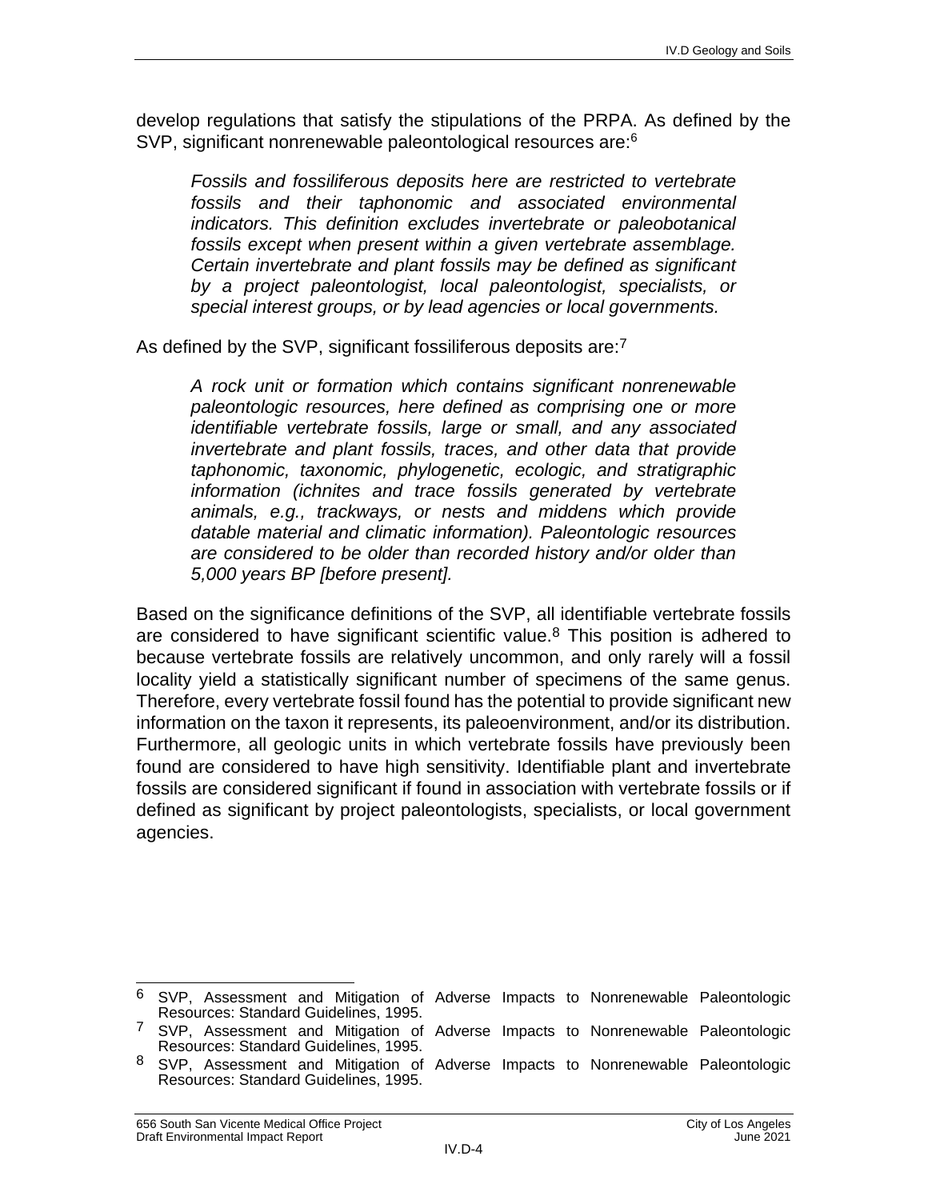develop regulations that satisfy the stipulations of the PRPA. As defined by the SVP, significant nonrenewable paleontological resources are:[6]

> *Fossils and fossiliferous deposits here are restricted to vertebrate fossils and their taphonomic and associated environmental indicators. This definition excludes invertebrate or paleobotanical fossils except when present within a given vertebrate assemblage. Certain invertebrate and plant fossils may be defined as significant by a project paleontologist, local paleontologist, specialists, or special interest groups, or by lead agencies or local governments.*

As defined by the SVP, significant fossiliferous deposits are:[7]

> *A rock unit or formation which contains significant nonrenewable paleontologic resources, here defined as comprising one or more identifiable vertebrate fossils, large or small, and any associated invertebrate and plant fossils, traces, and other data that provide taphonomic, taxonomic, phylogenetic, ecologic, and stratigraphic information (ichnites and trace fossils generated by vertebrate animals, e.g., trackways, or nests and middens which provide datable material and climatic information). Paleontologic resources are considered to be older than recorded history and/or older than 5,000 years BP [before present].*

Based on the significance definitions of the SVP, all identifiable vertebrate fossils are considered to have significant scientific value.[8] This position is adhered to because vertebrate fossils are relatively uncommon, and only rarely will a fossil locality yield a statistically significant number of specimens of the same genus. Therefore, every vertebrate fossil found has the potential to provide significant new information on the taxon it represents, its paleoenvironment, and/or its distribution. Furthermore, all geologic units in which vertebrate fossils have previously been found are considered to have high sensitivity. Identifiable plant and invertebrate fossils are considered significant if found in association with vertebrate fossils or if defined as significant by project paleontologists, specialists, or local government agencies.

---

[6] SVP, Assessment and Mitigation of Adverse Impacts to Nonrenewable Paleontologic Resources: Standard Guidelines, 1995.

[7] SVP, Assessment and Mitigation of Adverse Impacts to Nonrenewable Paleontologic Resources: Standard Guidelines, 1995.

[8] SVP, Assessment and Mitigation of Adverse Impacts to Nonrenewable Paleontologic Resources: Standard Guidelines, 1995.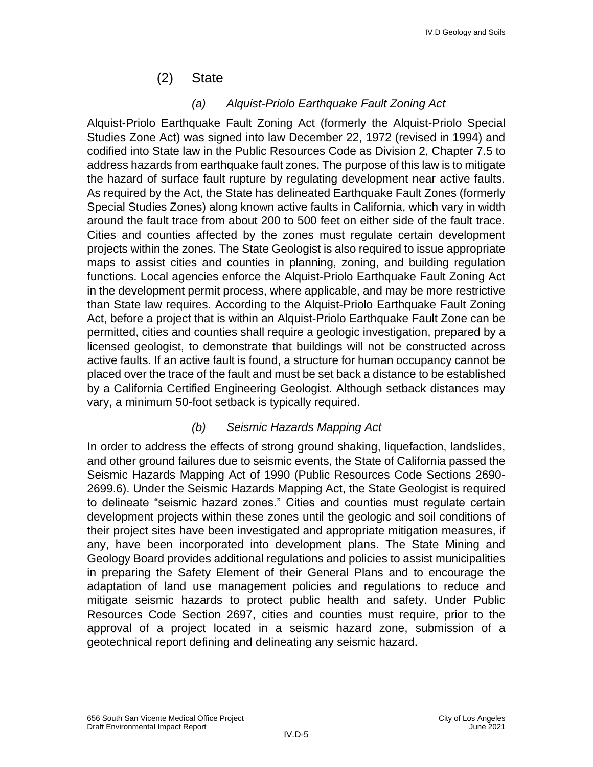## (2) State

### *(a) Alquist-Priolo Earthquake Fault Zoning Act*

Alquist-Priolo Earthquake Fault Zoning Act (formerly the Alquist-Priolo Special Studies Zone Act) was signed into law December 22, 1972 (revised in 1994) and codified into State law in the Public Resources Code as Division 2, Chapter 7.5 to address hazards from earthquake fault zones. The purpose of this law is to mitigate the hazard of surface fault rupture by regulating development near active faults. As required by the Act, the State has delineated Earthquake Fault Zones (formerly Special Studies Zones) along known active faults in California, which vary in width around the fault trace from about 200 to 500 feet on either side of the fault trace. Cities and counties affected by the zones must regulate certain development projects within the zones. The State Geologist is also required to issue appropriate maps to assist cities and counties in planning, zoning, and building regulation functions. Local agencies enforce the Alquist-Priolo Earthquake Fault Zoning Act in the development permit process, where applicable, and may be more restrictive than State law requires. According to the Alquist-Priolo Earthquake Fault Zoning Act, before a project that is within an Alquist-Priolo Earthquake Fault Zone can be permitted, cities and counties shall require a geologic investigation, prepared by a licensed geologist, to demonstrate that buildings will not be constructed across active faults. If an active fault is found, a structure for human occupancy cannot be placed over the trace of the fault and must be set back a distance to be established by a California Certified Engineering Geologist. Although setback distances may vary, a minimum 50-foot setback is typically required.

### *(b) Seismic Hazards Mapping Act*

In order to address the effects of strong ground shaking, liquefaction, landslides, and other ground failures due to seismic events, the State of California passed the Seismic Hazards Mapping Act of 1990 (Public Resources Code Sections 2690-2699.6). Under the Seismic Hazards Mapping Act, the State Geologist is required to delineate "seismic hazard zones." Cities and counties must regulate certain development projects within these zones until the geologic and soil conditions of their project sites have been investigated and appropriate mitigation measures, if any, have been incorporated into development plans. The State Mining and Geology Board provides additional regulations and policies to assist municipalities in preparing the Safety Element of their General Plans and to encourage the adaptation of land use management policies and regulations to reduce and mitigate seismic hazards to protect public health and safety. Under Public Resources Code Section 2697, cities and counties must require, prior to the approval of a project located in a seismic hazard zone, submission of a geotechnical report defining and delineating any seismic hazard.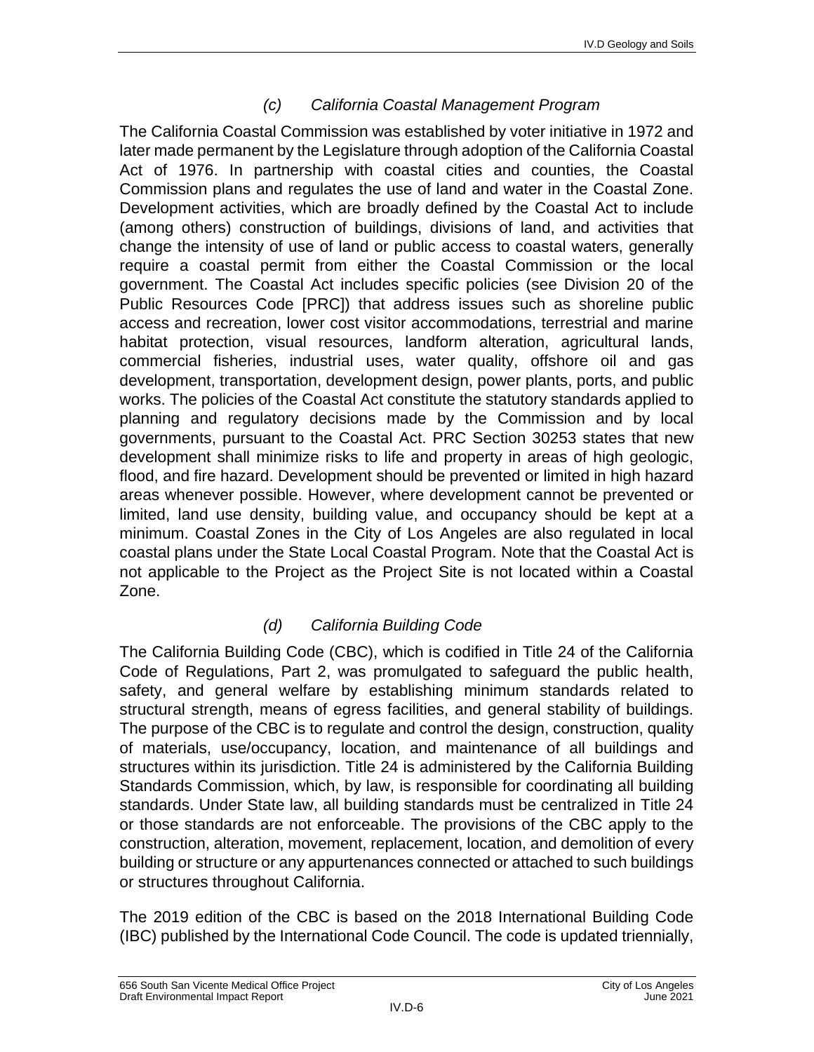#### *(c) California Coastal Management Program*

The California Coastal Commission was established by voter initiative in 1972 and later made permanent by the Legislature through adoption of the California Coastal Act of 1976. In partnership with coastal cities and counties, the Coastal Commission plans and regulates the use of land and water in the Coastal Zone. Development activities, which are broadly defined by the Coastal Act to include (among others) construction of buildings, divisions of land, and activities that change the intensity of use of land or public access to coastal waters, generally require a coastal permit from either the Coastal Commission or the local government. The Coastal Act includes specific policies (see Division 20 of the Public Resources Code [PRC]) that address issues such as shoreline public access and recreation, lower cost visitor accommodations, terrestrial and marine habitat protection, visual resources, landform alteration, agricultural lands, commercial fisheries, industrial uses, water quality, offshore oil and gas development, transportation, development design, power plants, ports, and public works. The policies of the Coastal Act constitute the statutory standards applied to planning and regulatory decisions made by the Commission and by local governments, pursuant to the Coastal Act. PRC Section 30253 states that new development shall minimize risks to life and property in areas of high geologic, flood, and fire hazard. Development should be prevented or limited in high hazard areas whenever possible. However, where development cannot be prevented or limited, land use density, building value, and occupancy should be kept at a minimum. Coastal Zones in the City of Los Angeles are also regulated in local coastal plans under the State Local Coastal Program. Note that the Coastal Act is not applicable to the Project as the Project Site is not located within a Coastal Zone.

#### *(d) California Building Code*

The California Building Code (CBC), which is codified in Title 24 of the California Code of Regulations, Part 2, was promulgated to safeguard the public health, safety, and general welfare by establishing minimum standards related to structural strength, means of egress facilities, and general stability of buildings. The purpose of the CBC is to regulate and control the design, construction, quality of materials, use/occupancy, location, and maintenance of all buildings and structures within its jurisdiction. Title 24 is administered by the California Building Standards Commission, which, by law, is responsible for coordinating all building standards. Under State law, all building standards must be centralized in Title 24 or those standards are not enforceable. The provisions of the CBC apply to the construction, alteration, movement, replacement, location, and demolition of every building or structure or any appurtenances connected or attached to such buildings or structures throughout California.

The 2019 edition of the CBC is based on the 2018 International Building Code (IBC) published by the International Code Council. The code is updated triennially,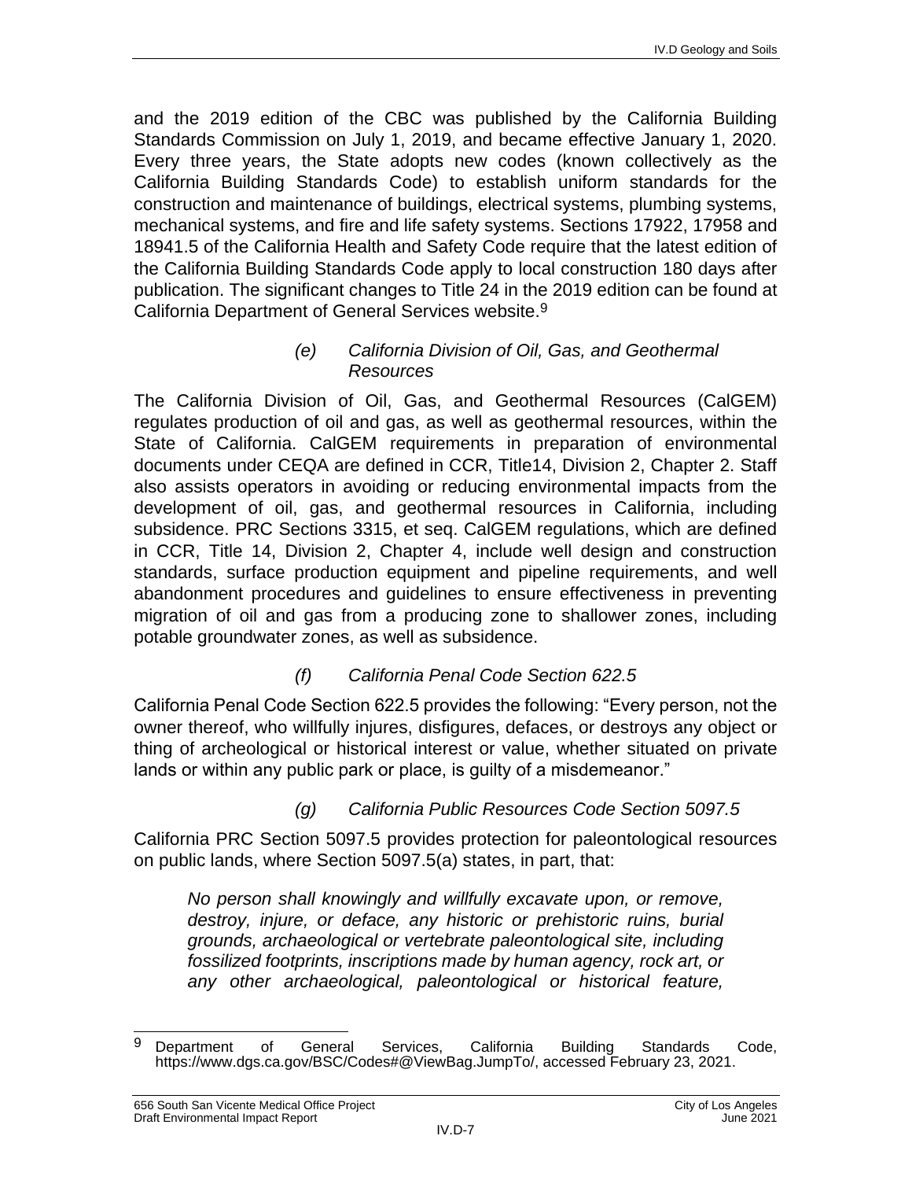and the 2019 edition of the CBC was published by the California Building Standards Commission on July 1, 2019, and became effective January 1, 2020. Every three years, the State adopts new codes (known collectively as the California Building Standards Code) to establish uniform standards for the construction and maintenance of buildings, electrical systems, plumbing systems, mechanical systems, and fire and life safety systems. Sections 17922, 17958 and 18941.5 of the California Health and Safety Code require that the latest edition of the California Building Standards Code apply to local construction 180 days after publication. The significant changes to Title 24 in the 2019 edition can be found at California Department of General Services website.[9]

##### *(e) California Division of Oil, Gas, and Geothermal Resources*

The California Division of Oil, Gas, and Geothermal Resources (CalGEM) regulates production of oil and gas, as well as geothermal resources, within the State of California. CalGEM requirements in preparation of environmental documents under CEQA are defined in CCR, Title14, Division 2, Chapter 2. Staff also assists operators in avoiding or reducing environmental impacts from the development of oil, gas, and geothermal resources in California, including subsidence. PRC Sections 3315, et seq. CalGEM regulations, which are defined in CCR, Title 14, Division 2, Chapter 4, include well design and construction standards, surface production equipment and pipeline requirements, and well abandonment procedures and guidelines to ensure effectiveness in preventing migration of oil and gas from a producing zone to shallower zones, including potable groundwater zones, as well as subsidence.

##### *(f) California Penal Code Section 622.5*

California Penal Code Section 622.5 provides the following: "Every person, not the owner thereof, who willfully injures, disfigures, defaces, or destroys any object or thing of archeological or historical interest or value, whether situated on private lands or within any public park or place, is guilty of a misdemeanor."

##### *(g) California Public Resources Code Section 5097.5*

California PRC Section 5097.5 provides protection for paleontological resources on public lands, where Section 5097.5(a) states, in part, that:

> *No person shall knowingly and willfully excavate upon, or remove, destroy, injure, or deface, any historic or prehistoric ruins, burial grounds, archaeological or vertebrate paleontological site, including fossilized footprints, inscriptions made by human agency, rock art, or any other archaeological, paleontological or historical feature,*

---

[9] Department of General Services, California Building Standards Code, https://www.dgs.ca.gov/BSC/Codes#@ViewBag.JumpTo/, accessed February 23, 2021.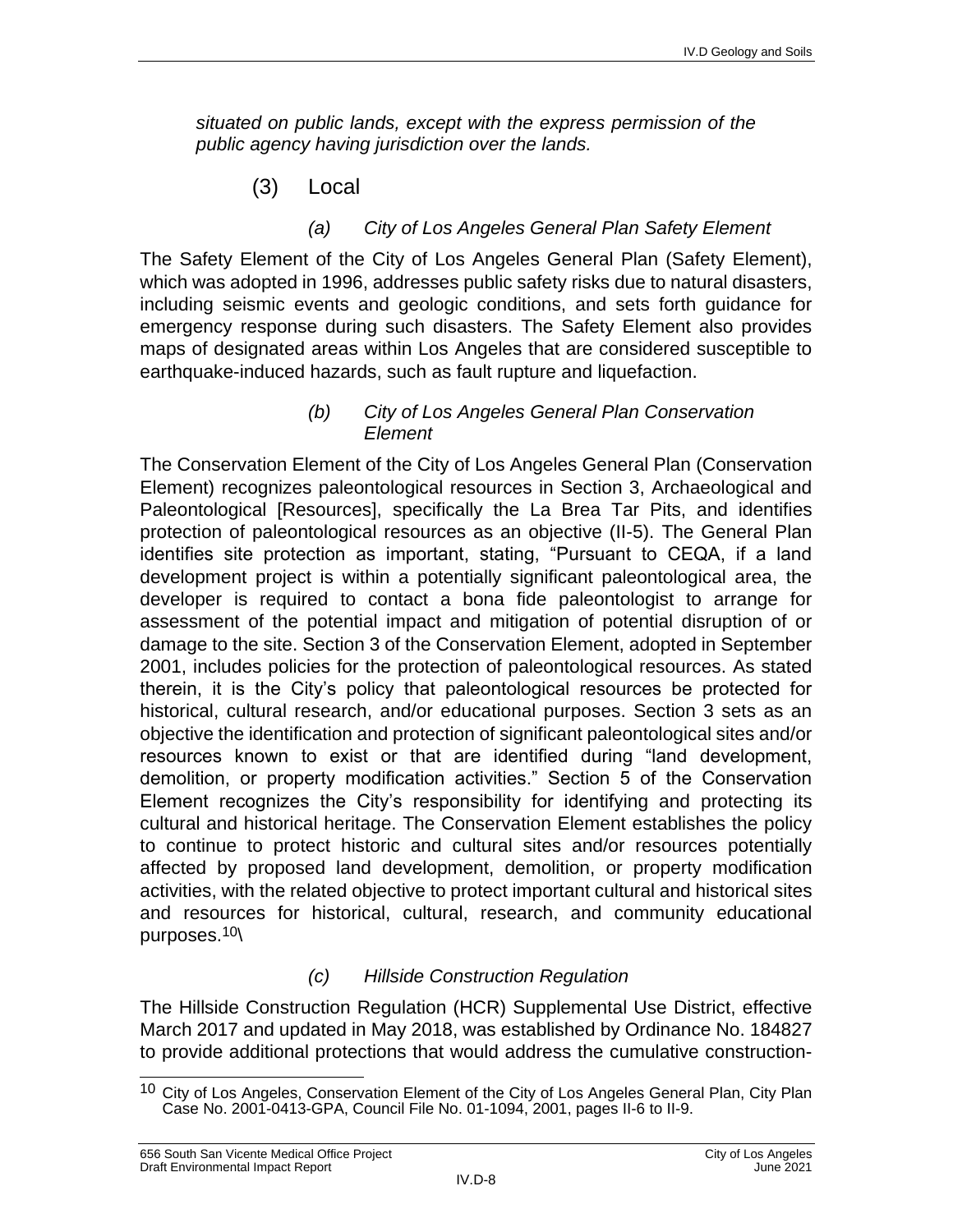*situated on public lands, except with the express permission of the public agency having jurisdiction over the lands.*

### (3) Local

#### *(a) City of Los Angeles General Plan Safety Element*

The Safety Element of the City of Los Angeles General Plan (Safety Element), which was adopted in 1996, addresses public safety risks due to natural disasters, including seismic events and geologic conditions, and sets forth guidance for emergency response during such disasters. The Safety Element also provides maps of designated areas within Los Angeles that are considered susceptible to earthquake-induced hazards, such as fault rupture and liquefaction.

#### *(b) City of Los Angeles General Plan Conservation Element*

The Conservation Element of the City of Los Angeles General Plan (Conservation Element) recognizes paleontological resources in Section 3, Archaeological and Paleontological [Resources], specifically the La Brea Tar Pits, and identifies protection of paleontological resources as an objective (II-5). The General Plan identifies site protection as important, stating, "Pursuant to CEQA, if a land development project is within a potentially significant paleontological area, the developer is required to contact a bona fide paleontologist to arrange for assessment of the potential impact and mitigation of potential disruption of or damage to the site. Section 3 of the Conservation Element, adopted in September 2001, includes policies for the protection of paleontological resources. As stated therein, it is the City's policy that paleontological resources be protected for historical, cultural research, and/or educational purposes. Section 3 sets as an objective the identification and protection of significant paleontological sites and/or resources known to exist or that are identified during "land development, demolition, or property modification activities." Section 5 of the Conservation Element recognizes the City's responsibility for identifying and protecting its cultural and historical heritage. The Conservation Element establishes the policy to continue to protect historic and cultural sites and/or resources potentially affected by proposed land development, demolition, or property modification activities, with the related objective to protect important cultural and historical sites and resources for historical, cultural, research, and community educational purposes.[10]\

#### *(c) Hillside Construction Regulation*

The Hillside Construction Regulation (HCR) Supplemental Use District, effective March 2017 and updated in May 2018, was established by Ordinance No. 184827 to provide additional protections that would address the cumulative construction-

---

[10] City of Los Angeles, Conservation Element of the City of Los Angeles General Plan, City Plan Case No. 2001-0413-GPA, Council File No. 01-1094, 2001, pages II-6 to II-9.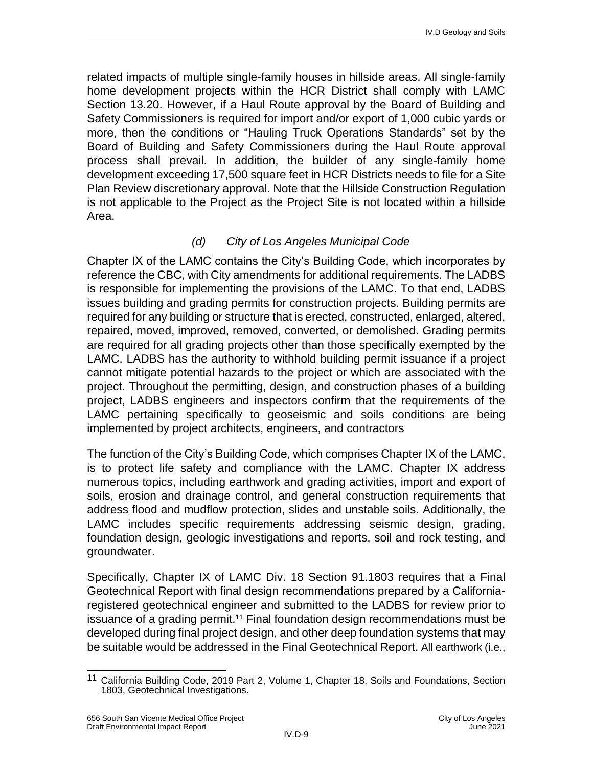related impacts of multiple single-family houses in hillside areas. All single-family home development projects within the HCR District shall comply with LAMC Section 13.20. However, if a Haul Route approval by the Board of Building and Safety Commissioners is required for import and/or export of 1,000 cubic yards or more, then the conditions or "Hauling Truck Operations Standards" set by the Board of Building and Safety Commissioners during the Haul Route approval process shall prevail. In addition, the builder of any single-family home development exceeding 17,500 square feet in HCR Districts needs to file for a Site Plan Review discretionary approval. Note that the Hillside Construction Regulation is not applicable to the Project as the Project Site is not located within a hillside Area.

#### *(d) City of Los Angeles Municipal Code*

Chapter IX of the LAMC contains the City's Building Code, which incorporates by reference the CBC, with City amendments for additional requirements. The LADBS is responsible for implementing the provisions of the LAMC. To that end, LADBS issues building and grading permits for construction projects. Building permits are required for any building or structure that is erected, constructed, enlarged, altered, repaired, moved, improved, removed, converted, or demolished. Grading permits are required for all grading projects other than those specifically exempted by the LAMC. LADBS has the authority to withhold building permit issuance if a project cannot mitigate potential hazards to the project or which are associated with the project. Throughout the permitting, design, and construction phases of a building project, LADBS engineers and inspectors confirm that the requirements of the LAMC pertaining specifically to geoseismic and soils conditions are being implemented by project architects, engineers, and contractors

The function of the City's Building Code, which comprises Chapter IX of the LAMC, is to protect life safety and compliance with the LAMC. Chapter IX address numerous topics, including earthwork and grading activities, import and export of soils, erosion and drainage control, and general construction requirements that address flood and mudflow protection, slides and unstable soils. Additionally, the LAMC includes specific requirements addressing seismic design, grading, foundation design, geologic investigations and reports, soil and rock testing, and groundwater.

Specifically, Chapter IX of LAMC Div. 18 Section 91.1803 requires that a Final Geotechnical Report with final design recommendations prepared by a California-registered geotechnical engineer and submitted to the LADBS for review prior to issuance of a grading permit.[11] Final foundation design recommendations must be developed during final project design, and other deep foundation systems that may be suitable would be addressed in the Final Geotechnical Report. All earthwork (i.e.,

---

[11] California Building Code, 2019 Part 2, Volume 1, Chapter 18, Soils and Foundations, Section 1803, Geotechnical Investigations.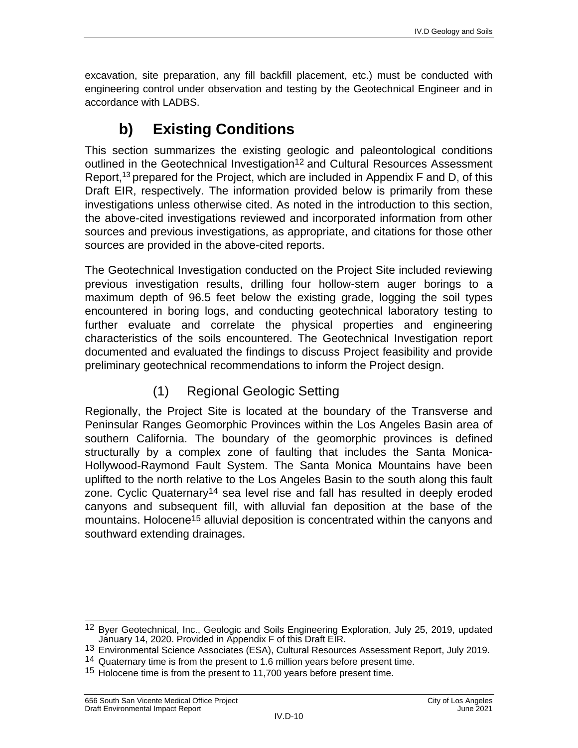excavation, site preparation, any fill backfill placement, etc.) must be conducted with engineering control under observation and testing by the Geotechnical Engineer and in accordance with LADBS.

## b) Existing Conditions

This section summarizes the existing geologic and paleontological conditions outlined in the Geotechnical Investigation[12] and Cultural Resources Assessment Report,[13] prepared for the Project, which are included in Appendix F and D, of this Draft EIR, respectively. The information provided below is primarily from these investigations unless otherwise cited. As noted in the introduction to this section, the above-cited investigations reviewed and incorporated information from other sources and previous investigations, as appropriate, and citations for those other sources are provided in the above-cited reports.

The Geotechnical Investigation conducted on the Project Site included reviewing previous investigation results, drilling four hollow-stem auger borings to a maximum depth of 96.5 feet below the existing grade, logging the soil types encountered in boring logs, and conducting geotechnical laboratory testing to further evaluate and correlate the physical properties and engineering characteristics of the soils encountered. The Geotechnical Investigation report documented and evaluated the findings to discuss Project feasibility and provide preliminary geotechnical recommendations to inform the Project design.

### (1) Regional Geologic Setting

Regionally, the Project Site is located at the boundary of the Transverse and Peninsular Ranges Geomorphic Provinces within the Los Angeles Basin area of southern California. The boundary of the geomorphic provinces is defined structurally by a complex zone of faulting that includes the Santa Monica-Hollywood-Raymond Fault System. The Santa Monica Mountains have been uplifted to the north relative to the Los Angeles Basin to the south along this fault zone. Cyclic Quaternary[14] sea level rise and fall has resulted in deeply eroded canyons and subsequent fill, with alluvial fan deposition at the base of the mountains. Holocene[15] alluvial deposition is concentrated within the canyons and southward extending drainages.

---

[12] Byer Geotechnical, Inc., Geologic and Soils Engineering Exploration, July 25, 2019, updated January 14, 2020. Provided in Appendix F of this Draft EIR.

[13] Environmental Science Associates (ESA), Cultural Resources Assessment Report, July 2019.

[14] Quaternary time is from the present to 1.6 million years before present time.

[15] Holocene time is from the present to 11,700 years before present time.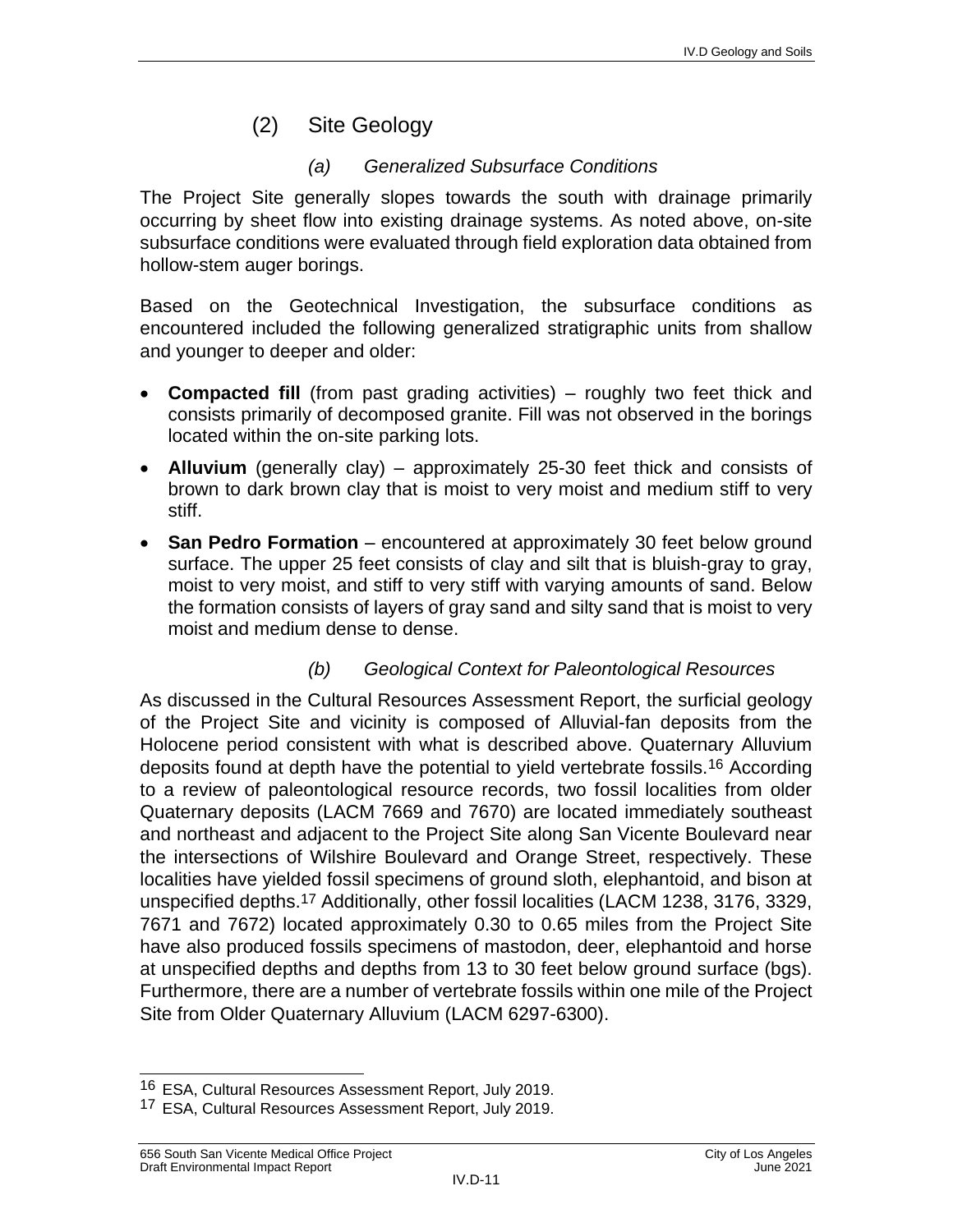## (2) Site Geology

### *(a) Generalized Subsurface Conditions*

The Project Site generally slopes towards the south with drainage primarily occurring by sheet flow into existing drainage systems. As noted above, on-site subsurface conditions were evaluated through field exploration data obtained from hollow-stem auger borings.

Based on the Geotechnical Investigation, the subsurface conditions as encountered included the following generalized stratigraphic units from shallow and younger to deeper and older:

- **Compacted fill** (from past grading activities) – roughly two feet thick and consists primarily of decomposed granite. Fill was not observed in the borings located within the on-site parking lots.
- **Alluvium** (generally clay) – approximately 25-30 feet thick and consists of brown to dark brown clay that is moist to very moist and medium stiff to very stiff.
- **San Pedro Formation** – encountered at approximately 30 feet below ground surface. The upper 25 feet consists of clay and silt that is bluish-gray to gray, moist to very moist, and stiff to very stiff with varying amounts of sand. Below the formation consists of layers of gray sand and silty sand that is moist to very moist and medium dense to dense.

### *(b) Geological Context for Paleontological Resources*

As discussed in the Cultural Resources Assessment Report, the surficial geology of the Project Site and vicinity is composed of Alluvial-fan deposits from the Holocene period consistent with what is described above. Quaternary Alluvium deposits found at depth have the potential to yield vertebrate fossils.[16] According to a review of paleontological resource records, two fossil localities from older Quaternary deposits (LACM 7669 and 7670) are located immediately southeast and northeast and adjacent to the Project Site along San Vicente Boulevard near the intersections of Wilshire Boulevard and Orange Street, respectively. These localities have yielded fossil specimens of ground sloth, elephantoid, and bison at unspecified depths.[17] Additionally, other fossil localities (LACM 1238, 3176, 3329, 7671 and 7672) located approximately 0.30 to 0.65 miles from the Project Site have also produced fossils specimens of mastodon, deer, elephantoid and horse at unspecified depths and depths from 13 to 30 feet below ground surface (bgs). Furthermore, there are a number of vertebrate fossils within one mile of the Project Site from Older Quaternary Alluvium (LACM 6297-6300).

---

[16] ESA, Cultural Resources Assessment Report, July 2019.

[17] ESA, Cultural Resources Assessment Report, July 2019.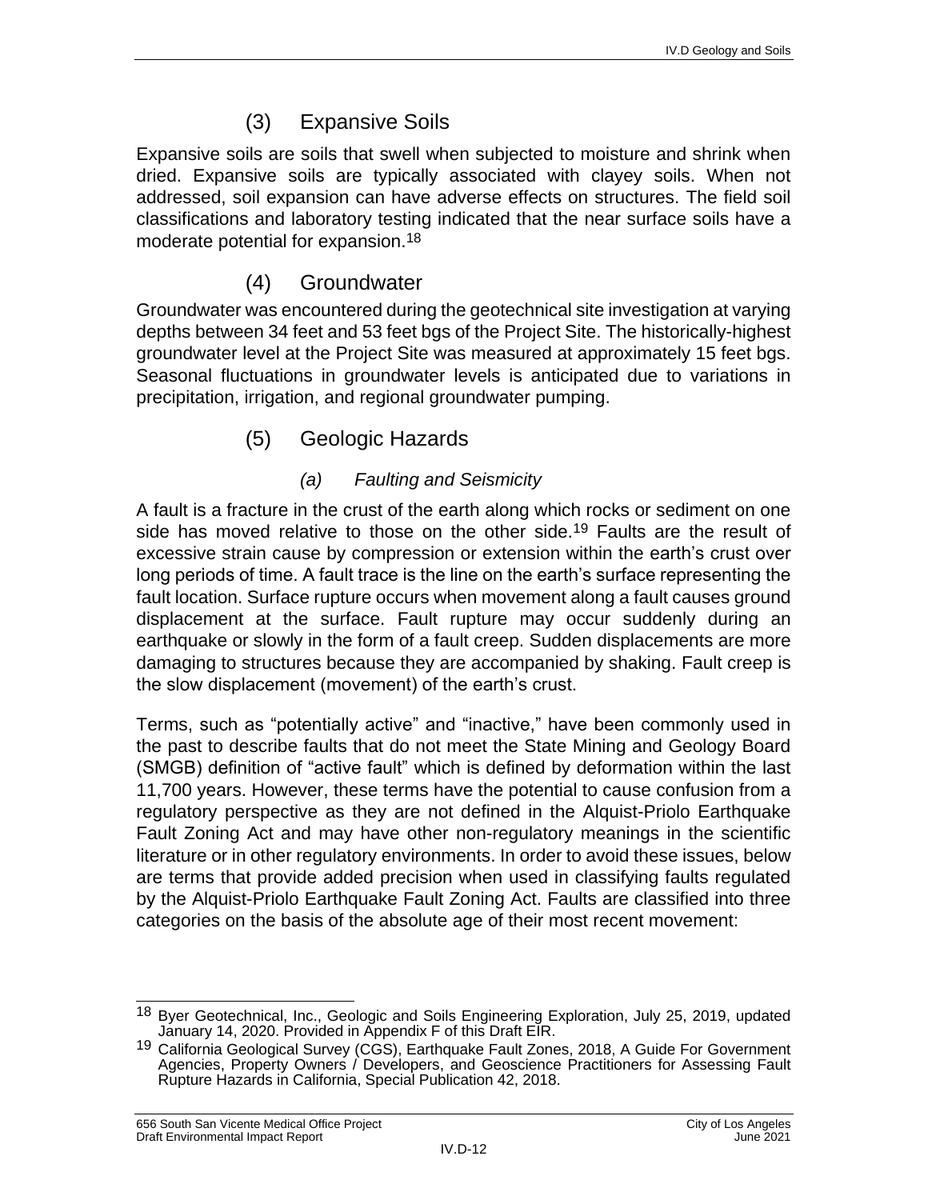### (3) Expansive Soils

Expansive soils are soils that swell when subjected to moisture and shrink when dried. Expansive soils are typically associated with clayey soils. When not addressed, soil expansion can have adverse effects on structures. The field soil classifications and laboratory testing indicated that the near surface soils have a moderate potential for expansion.[18]

### (4) Groundwater

Groundwater was encountered during the geotechnical site investigation at varying depths between 34 feet and 53 feet bgs of the Project Site. The historically-highest groundwater level at the Project Site was measured at approximately 15 feet bgs. Seasonal fluctuations in groundwater levels is anticipated due to variations in precipitation, irrigation, and regional groundwater pumping.

### (5) Geologic Hazards

#### *(a) Faulting and Seismicity*

A fault is a fracture in the crust of the earth along which rocks or sediment on one side has moved relative to those on the other side.[19] Faults are the result of excessive strain cause by compression or extension within the earth's crust over long periods of time. A fault trace is the line on the earth's surface representing the fault location. Surface rupture occurs when movement along a fault causes ground displacement at the surface. Fault rupture may occur suddenly during an earthquake or slowly in the form of a fault creep. Sudden displacements are more damaging to structures because they are accompanied by shaking. Fault creep is the slow displacement (movement) of the earth's crust.

Terms, such as "potentially active" and "inactive," have been commonly used in the past to describe faults that do not meet the State Mining and Geology Board (SMGB) definition of "active fault" which is defined by deformation within the last 11,700 years. However, these terms have the potential to cause confusion from a regulatory perspective as they are not defined in the Alquist-Priolo Earthquake Fault Zoning Act and may have other non-regulatory meanings in the scientific literature or in other regulatory environments. In order to avoid these issues, below are terms that provide added precision when used in classifying faults regulated by the Alquist-Priolo Earthquake Fault Zoning Act. Faults are classified into three categories on the basis of the absolute age of their most recent movement:

---

[18] Byer Geotechnical, Inc., Geologic and Soils Engineering Exploration, July 25, 2019, updated January 14, 2020. Provided in Appendix F of this Draft EIR.

[19] California Geological Survey (CGS), Earthquake Fault Zones, 2018, A Guide For Government Agencies, Property Owners / Developers, and Geoscience Practitioners for Assessing Fault Rupture Hazards in California, Special Publication 42, 2018.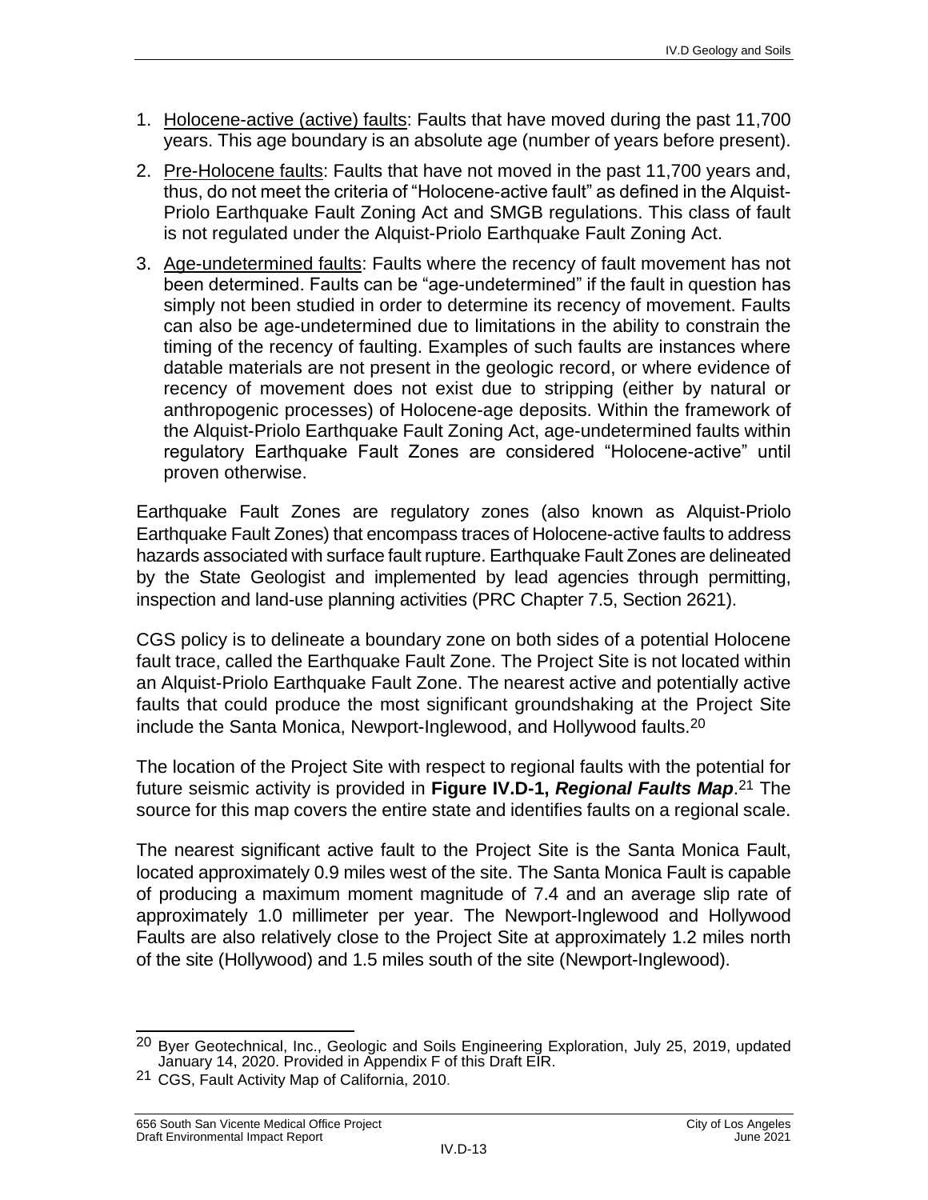1. Holocene-active (active) faults: Faults that have moved during the past 11,700 years. This age boundary is an absolute age (number of years before present).
2. Pre-Holocene faults: Faults that have not moved in the past 11,700 years and, thus, do not meet the criteria of "Holocene-active fault" as defined in the Alquist-Priolo Earthquake Fault Zoning Act and SMGB regulations. This class of fault is not regulated under the Alquist-Priolo Earthquake Fault Zoning Act.
3. Age-undetermined faults: Faults where the recency of fault movement has not been determined. Faults can be "age-undetermined" if the fault in question has simply not been studied in order to determine its recency of movement. Faults can also be age-undetermined due to limitations in the ability to constrain the timing of the recency of faulting. Examples of such faults are instances where datable materials are not present in the geologic record, or where evidence of recency of movement does not exist due to stripping (either by natural or anthropogenic processes) of Holocene-age deposits. Within the framework of the Alquist-Priolo Earthquake Fault Zoning Act, age-undetermined faults within regulatory Earthquake Fault Zones are considered "Holocene-active" until proven otherwise.

Earthquake Fault Zones are regulatory zones (also known as Alquist-Priolo Earthquake Fault Zones) that encompass traces of Holocene-active faults to address hazards associated with surface fault rupture. Earthquake Fault Zones are delineated by the State Geologist and implemented by lead agencies through permitting, inspection and land-use planning activities (PRC Chapter 7.5, Section 2621).

CGS policy is to delineate a boundary zone on both sides of a potential Holocene fault trace, called the Earthquake Fault Zone. The Project Site is not located within an Alquist-Priolo Earthquake Fault Zone. The nearest active and potentially active faults that could produce the most significant groundshaking at the Project Site include the Santa Monica, Newport-Inglewood, and Hollywood faults.[20]

The location of the Project Site with respect to regional faults with the potential for future seismic activity is provided in **Figure IV.D-1, *Regional Faults Map***.[21] The source for this map covers the entire state and identifies faults on a regional scale.

The nearest significant active fault to the Project Site is the Santa Monica Fault, located approximately 0.9 miles west of the site. The Santa Monica Fault is capable of producing a maximum moment magnitude of 7.4 and an average slip rate of approximately 1.0 millimeter per year. The Newport-Inglewood and Hollywood Faults are also relatively close to the Project Site at approximately 1.2 miles north of the site (Hollywood) and 1.5 miles south of the site (Newport-Inglewood).

---

[20] Byer Geotechnical, Inc., Geologic and Soils Engineering Exploration, July 25, 2019, updated January 14, 2020. Provided in Appendix F of this Draft EIR.

[21] CGS, Fault Activity Map of California, 2010.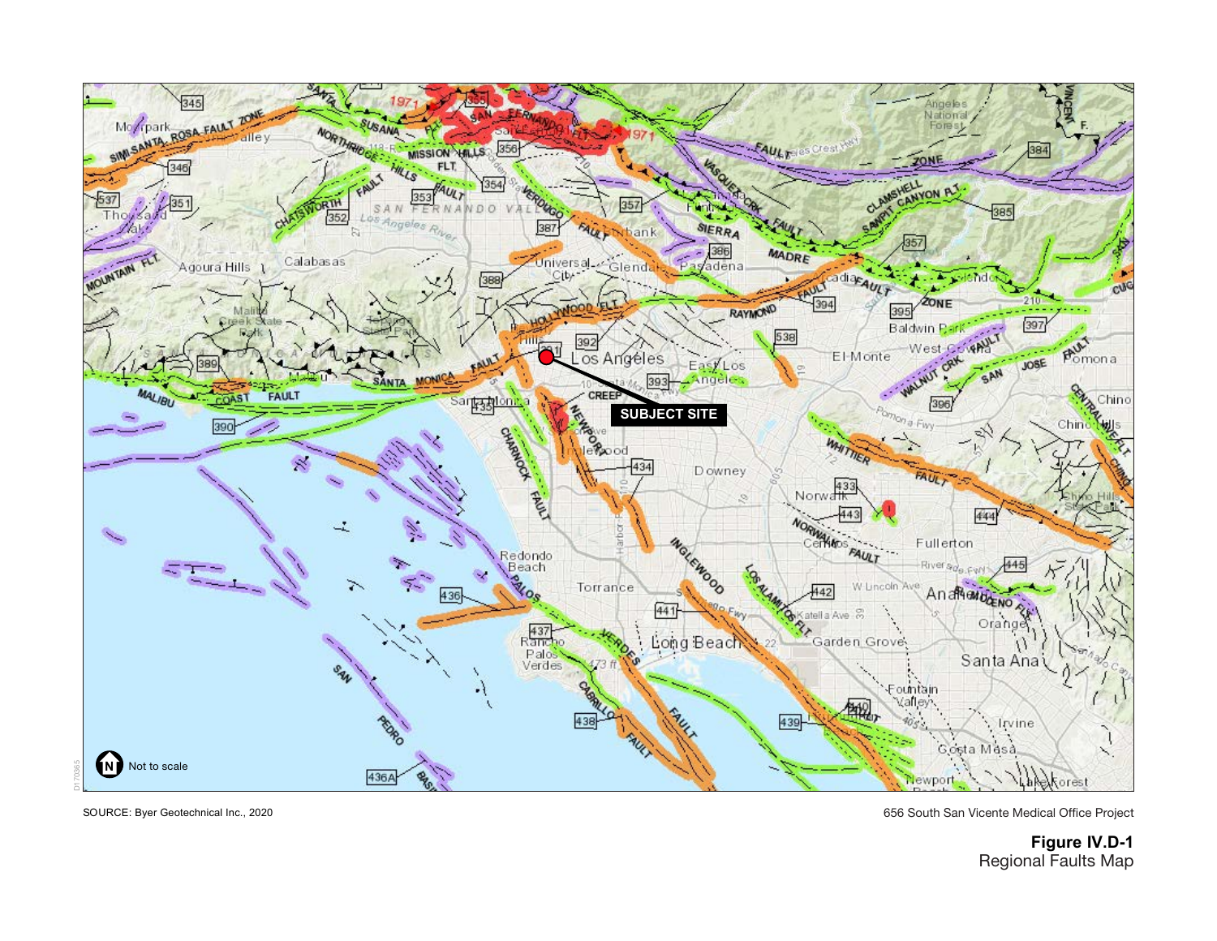SOURCE: Byer Geotechnical Inc., 2020

656 South San Vicente Medical Office Project

**Figure IV.D-1**
Regional Faults Map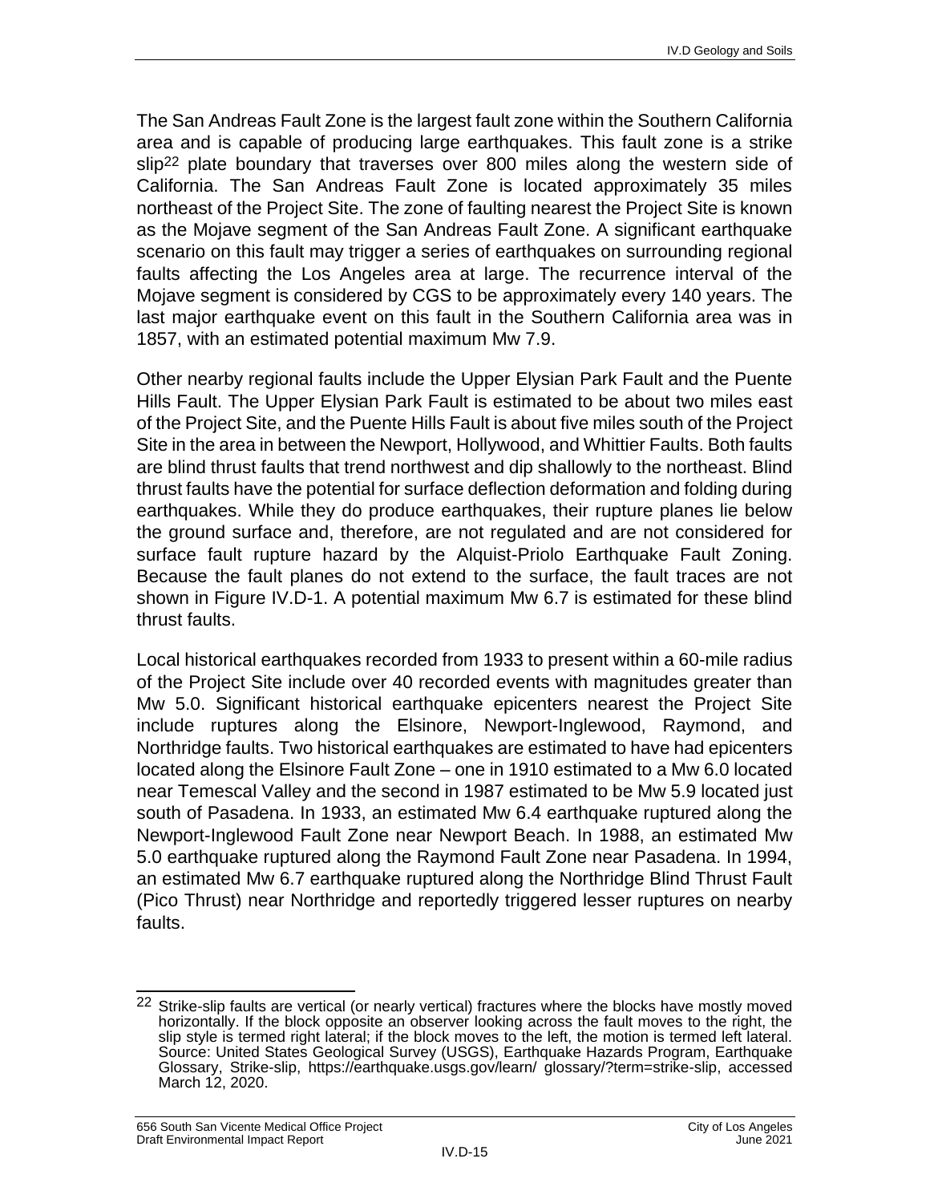The San Andreas Fault Zone is the largest fault zone within the Southern California area and is capable of producing large earthquakes. This fault zone is a strike slip[22] plate boundary that traverses over 800 miles along the western side of California. The San Andreas Fault Zone is located approximately 35 miles northeast of the Project Site. The zone of faulting nearest the Project Site is known as the Mojave segment of the San Andreas Fault Zone. A significant earthquake scenario on this fault may trigger a series of earthquakes on surrounding regional faults affecting the Los Angeles area at large. The recurrence interval of the Mojave segment is considered by CGS to be approximately every 140 years. The last major earthquake event on this fault in the Southern California area was in 1857, with an estimated potential maximum Mw 7.9.

Other nearby regional faults include the Upper Elysian Park Fault and the Puente Hills Fault. The Upper Elysian Park Fault is estimated to be about two miles east of the Project Site, and the Puente Hills Fault is about five miles south of the Project Site in the area in between the Newport, Hollywood, and Whittier Faults. Both faults are blind thrust faults that trend northwest and dip shallowly to the northeast. Blind thrust faults have the potential for surface deflection deformation and folding during earthquakes. While they do produce earthquakes, their rupture planes lie below the ground surface and, therefore, are not regulated and are not considered for surface fault rupture hazard by the Alquist-Priolo Earthquake Fault Zoning. Because the fault planes do not extend to the surface, the fault traces are not shown in Figure IV.D-1. A potential maximum Mw 6.7 is estimated for these blind thrust faults.

Local historical earthquakes recorded from 1933 to present within a 60-mile radius of the Project Site include over 40 recorded events with magnitudes greater than Mw 5.0. Significant historical earthquake epicenters nearest the Project Site include ruptures along the Elsinore, Newport-Inglewood, Raymond, and Northridge faults. Two historical earthquakes are estimated to have had epicenters located along the Elsinore Fault Zone – one in 1910 estimated to a Mw 6.0 located near Temescal Valley and the second in 1987 estimated to be Mw 5.9 located just south of Pasadena. In 1933, an estimated Mw 6.4 earthquake ruptured along the Newport-Inglewood Fault Zone near Newport Beach. In 1988, an estimated Mw 5.0 earthquake ruptured along the Raymond Fault Zone near Pasadena. In 1994, an estimated Mw 6.7 earthquake ruptured along the Northridge Blind Thrust Fault (Pico Thrust) near Northridge and reportedly triggered lesser ruptures on nearby faults.

---

[22] Strike-slip faults are vertical (or nearly vertical) fractures where the blocks have mostly moved horizontally. If the block opposite an observer looking across the fault moves to the right, the slip style is termed right lateral; if the block moves to the left, the motion is termed left lateral. Source: United States Geological Survey (USGS), Earthquake Hazards Program, Earthquake Glossary, Strike-slip, https://earthquake.usgs.gov/learn/ glossary/?term=strike-slip, accessed March 12, 2020.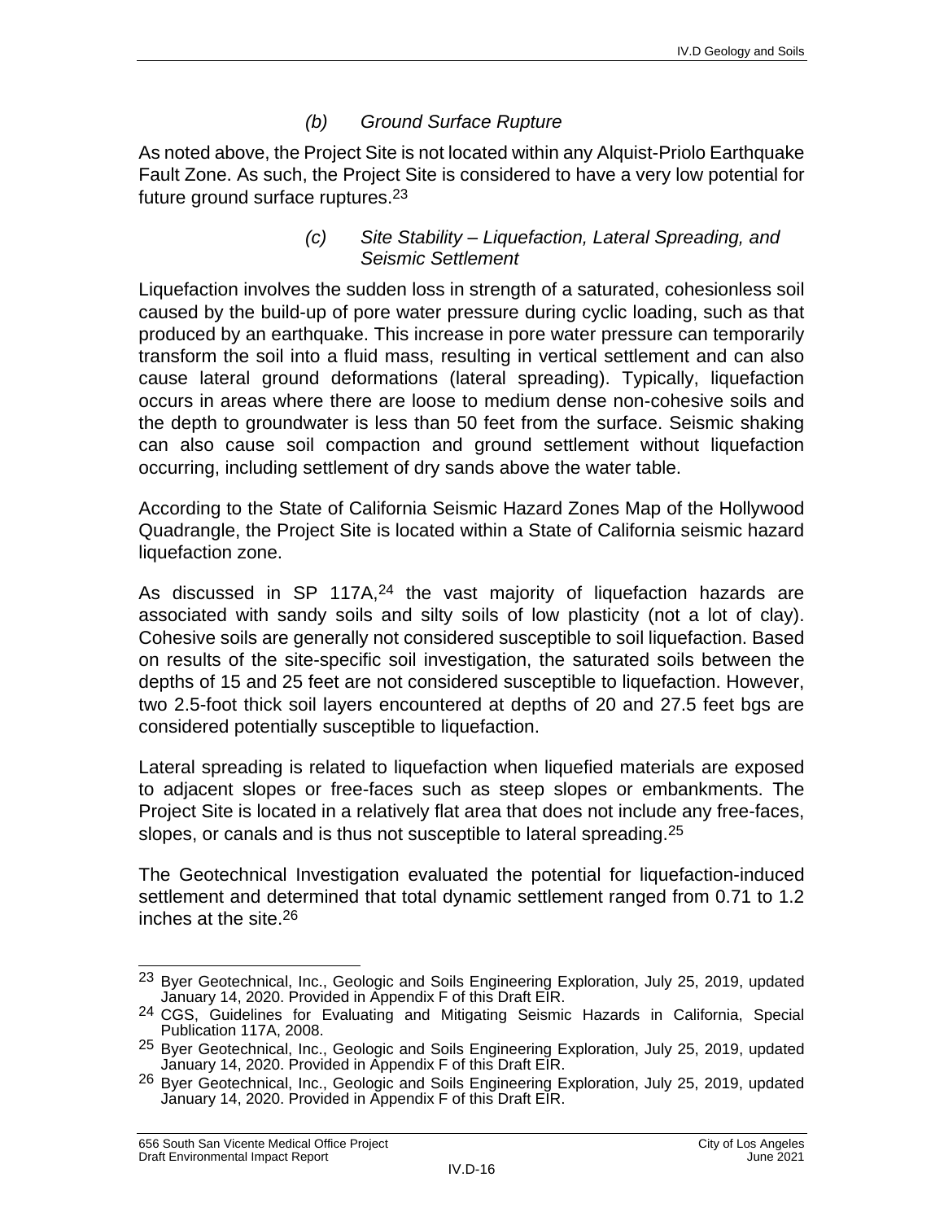#### *(b) Ground Surface Rupture*

As noted above, the Project Site is not located within any Alquist-Priolo Earthquake Fault Zone. As such, the Project Site is considered to have a very low potential for future ground surface ruptures.[23]

#### *(c) Site Stability – Liquefaction, Lateral Spreading, and Seismic Settlement*

Liquefaction involves the sudden loss in strength of a saturated, cohesionless soil caused by the build-up of pore water pressure during cyclic loading, such as that produced by an earthquake. This increase in pore water pressure can temporarily transform the soil into a fluid mass, resulting in vertical settlement and can also cause lateral ground deformations (lateral spreading). Typically, liquefaction occurs in areas where there are loose to medium dense non-cohesive soils and the depth to groundwater is less than 50 feet from the surface. Seismic shaking can also cause soil compaction and ground settlement without liquefaction occurring, including settlement of dry sands above the water table.

According to the State of California Seismic Hazard Zones Map of the Hollywood Quadrangle, the Project Site is located within a State of California seismic hazard liquefaction zone.

As discussed in SP 117A,[24] the vast majority of liquefaction hazards are associated with sandy soils and silty soils of low plasticity (not a lot of clay). Cohesive soils are generally not considered susceptible to soil liquefaction. Based on results of the site-specific soil investigation, the saturated soils between the depths of 15 and 25 feet are not considered susceptible to liquefaction. However, two 2.5-foot thick soil layers encountered at depths of 20 and 27.5 feet bgs are considered potentially susceptible to liquefaction.

Lateral spreading is related to liquefaction when liquefied materials are exposed to adjacent slopes or free-faces such as steep slopes or embankments. The Project Site is located in a relatively flat area that does not include any free-faces, slopes, or canals and is thus not susceptible to lateral spreading.[25]

The Geotechnical Investigation evaluated the potential for liquefaction-induced settlement and determined that total dynamic settlement ranged from 0.71 to 1.2 inches at the site.[26]

---

[23] Byer Geotechnical, Inc., Geologic and Soils Engineering Exploration, July 25, 2019, updated January 14, 2020. Provided in Appendix F of this Draft EIR.

[24] CGS, Guidelines for Evaluating and Mitigating Seismic Hazards in California, Special Publication 117A, 2008.

[25] Byer Geotechnical, Inc., Geologic and Soils Engineering Exploration, July 25, 2019, updated January 14, 2020. Provided in Appendix F of this Draft EIR.

[26] Byer Geotechnical, Inc., Geologic and Soils Engineering Exploration, July 25, 2019, updated January 14, 2020. Provided in Appendix F of this Draft EIR.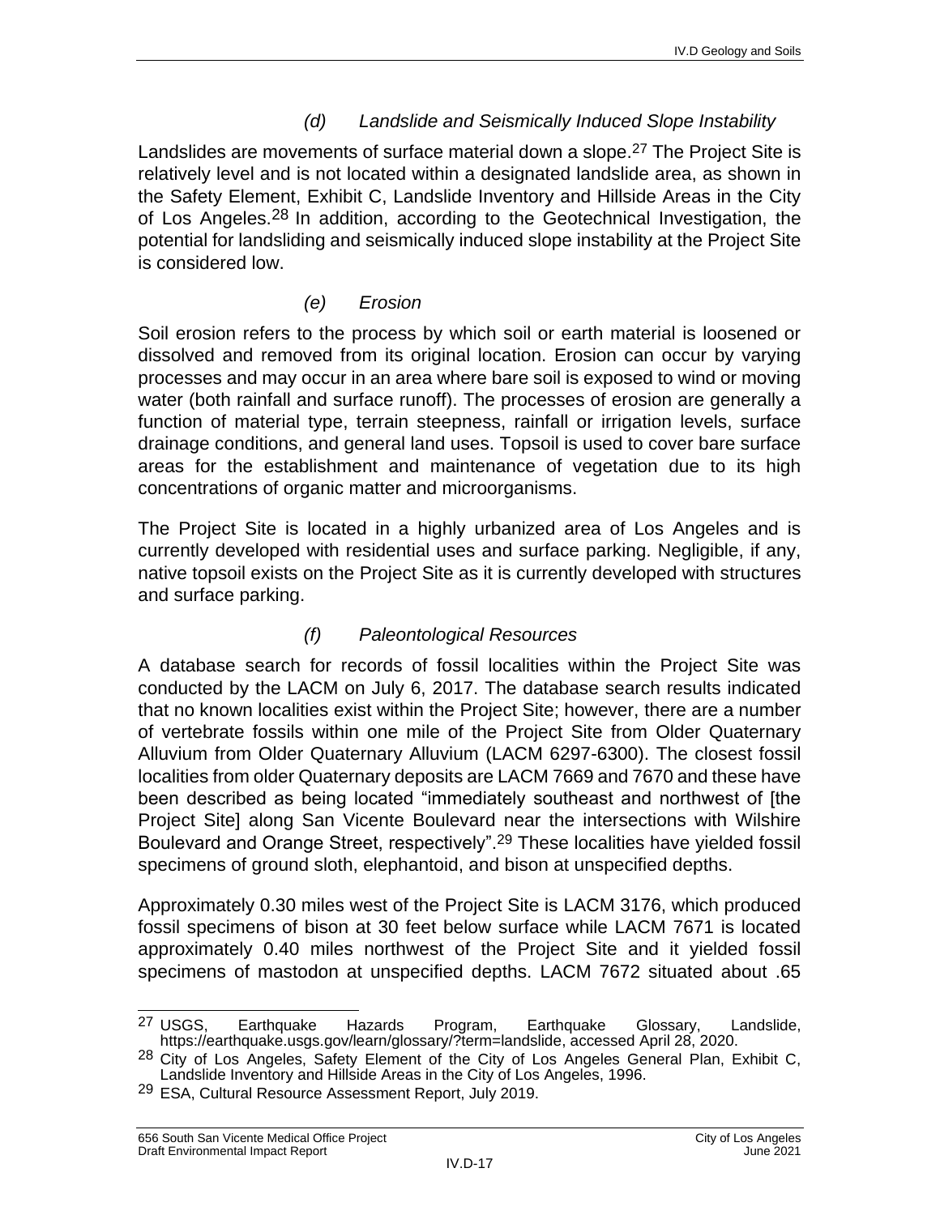#### *(d) Landslide and Seismically Induced Slope Instability*

Landslides are movements of surface material down a slope.[27] The Project Site is relatively level and is not located within a designated landslide area, as shown in the Safety Element, Exhibit C, Landslide Inventory and Hillside Areas in the City of Los Angeles.[28] In addition, according to the Geotechnical Investigation, the potential for landsliding and seismically induced slope instability at the Project Site is considered low.

#### *(e) Erosion*

Soil erosion refers to the process by which soil or earth material is loosened or dissolved and removed from its original location. Erosion can occur by varying processes and may occur in an area where bare soil is exposed to wind or moving water (both rainfall and surface runoff). The processes of erosion are generally a function of material type, terrain steepness, rainfall or irrigation levels, surface drainage conditions, and general land uses. Topsoil is used to cover bare surface areas for the establishment and maintenance of vegetation due to its high concentrations of organic matter and microorganisms.

The Project Site is located in a highly urbanized area of Los Angeles and is currently developed with residential uses and surface parking. Negligible, if any, native topsoil exists on the Project Site as it is currently developed with structures and surface parking.

#### *(f) Paleontological Resources*

A database search for records of fossil localities within the Project Site was conducted by the LACM on July 6, 2017. The database search results indicated that no known localities exist within the Project Site; however, there are a number of vertebrate fossils within one mile of the Project Site from Older Quaternary Alluvium from Older Quaternary Alluvium (LACM 6297-6300). The closest fossil localities from older Quaternary deposits are LACM 7669 and 7670 and these have been described as being located "immediately southeast and northwest of [the Project Site] along San Vicente Boulevard near the intersections with Wilshire Boulevard and Orange Street, respectively".[29] These localities have yielded fossil specimens of ground sloth, elephantoid, and bison at unspecified depths.

Approximately 0.30 miles west of the Project Site is LACM 3176, which produced fossil specimens of bison at 30 feet below surface while LACM 7671 is located approximately 0.40 miles northwest of the Project Site and it yielded fossil specimens of mastodon at unspecified depths. LACM 7672 situated about .65

---

[27] USGS, Earthquake Hazards Program, Earthquake Glossary, Landslide, https://earthquake.usgs.gov/learn/glossary/?term=landslide, accessed April 28, 2020.

[28] City of Los Angeles, Safety Element of the City of Los Angeles General Plan, Exhibit C, Landslide Inventory and Hillside Areas in the City of Los Angeles, 1996.

[29] ESA, Cultural Resource Assessment Report, July 2019.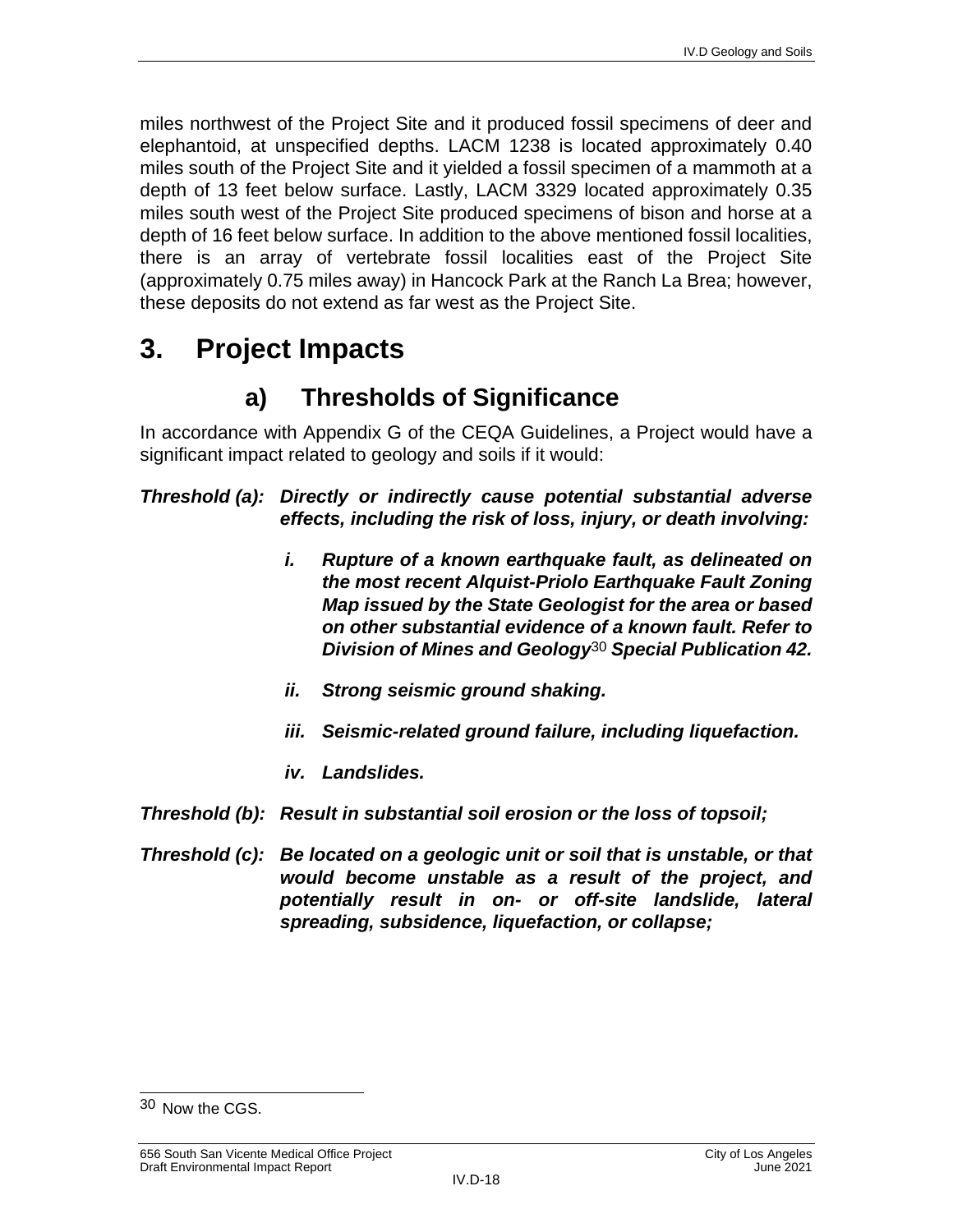miles northwest of the Project Site and it produced fossil specimens of deer and elephantoid, at unspecified depths. LACM 1238 is located approximately 0.40 miles south of the Project Site and it yielded a fossil specimen of a mammoth at a depth of 13 feet below surface. Lastly, LACM 3329 located approximately 0.35 miles south west of the Project Site produced specimens of bison and horse at a depth of 16 feet below surface. In addition to the above mentioned fossil localities, there is an array of vertebrate fossil localities east of the Project Site (approximately 0.75 miles away) in Hancock Park at the Ranch La Brea; however, these deposits do not extend as far west as the Project Site.

# 3. Project Impacts

## a) Thresholds of Significance

In accordance with Appendix G of the CEQA Guidelines, a Project would have a significant impact related to geology and soils if it would:

***Threshold (a):*** ***Directly or indirectly cause potential substantial adverse effects, including the risk of loss, injury, or death involving:***

- ***i. Rupture of a known earthquake fault, as delineated on the most recent Alquist-Priolo Earthquake Fault Zoning Map issued by the State Geologist for the area or based on other substantial evidence of a known fault. Refer to Division of Mines and Geology[30] Special Publication 42.***
- ***ii. Strong seismic ground shaking.***
- ***iii. Seismic-related ground failure, including liquefaction.***
- ***iv. Landslides.***

***Threshold (b):*** ***Result in substantial soil erosion or the loss of topsoil;***

***Threshold (c):*** ***Be located on a geologic unit or soil that is unstable, or that would become unstable as a result of the project, and potentially result in on- or off-site landslide, lateral spreading, subsidence, liquefaction, or collapse;***

---

[30] Now the CGS.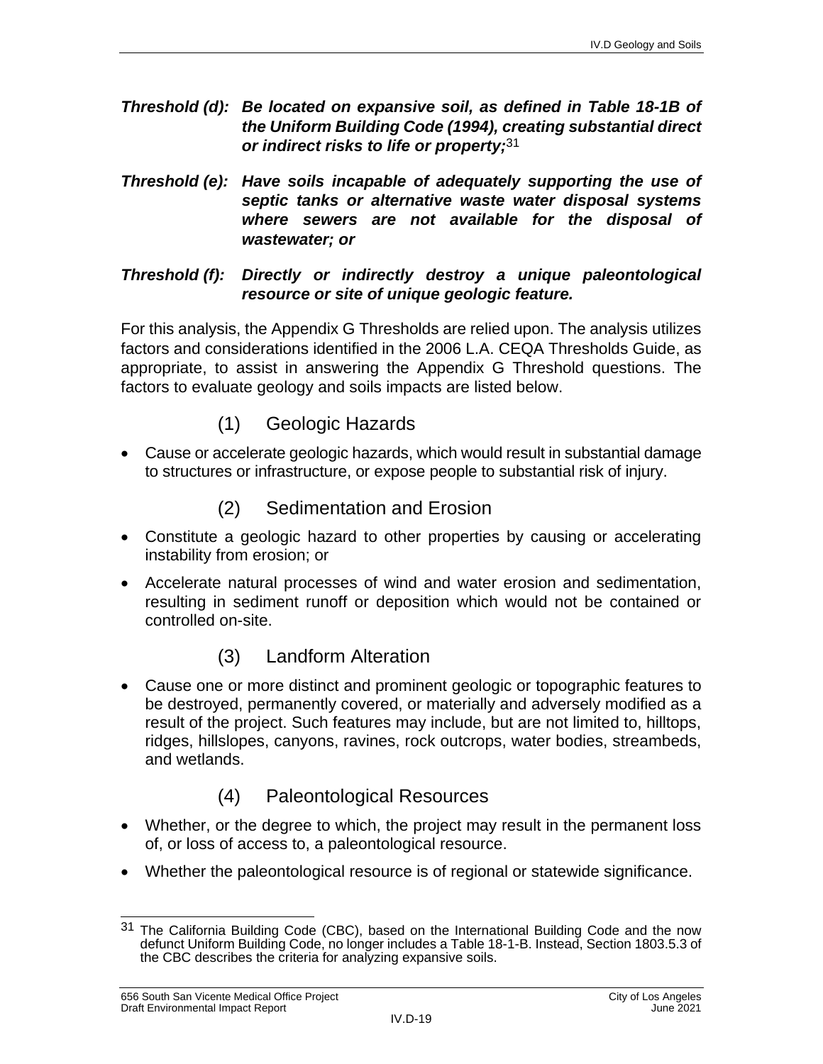***Threshold (d): Be located on expansive soil, as defined in Table 18-1B of the Uniform Building Code (1994), creating substantial direct or indirect risks to life or property;***[31]

***Threshold (e): Have soils incapable of adequately supporting the use of septic tanks or alternative waste water disposal systems where sewers are not available for the disposal of wastewater; or***

***Threshold (f): Directly or indirectly destroy a unique paleontological resource or site of unique geologic feature.***

For this analysis, the Appendix G Thresholds are relied upon. The analysis utilizes factors and considerations identified in the 2006 L.A. CEQA Thresholds Guide, as appropriate, to assist in answering the Appendix G Threshold questions. The factors to evaluate geology and soils impacts are listed below.

### (1) Geologic Hazards

- Cause or accelerate geologic hazards, which would result in substantial damage to structures or infrastructure, or expose people to substantial risk of injury.

### (2) Sedimentation and Erosion

- Constitute a geologic hazard to other properties by causing or accelerating instability from erosion; or
- Accelerate natural processes of wind and water erosion and sedimentation, resulting in sediment runoff or deposition which would not be contained or controlled on-site.

### (3) Landform Alteration

- Cause one or more distinct and prominent geologic or topographic features to be destroyed, permanently covered, or materially and adversely modified as a result of the project. Such features may include, but are not limited to, hilltops, ridges, hillslopes, canyons, ravines, rock outcrops, water bodies, streambeds, and wetlands.

### (4) Paleontological Resources

- Whether, or the degree to which, the project may result in the permanent loss of, or loss of access to, a paleontological resource.
- Whether the paleontological resource is of regional or statewide significance.

---

[31] The California Building Code (CBC), based on the International Building Code and the now defunct Uniform Building Code, no longer includes a Table 18-1-B. Instead, Section 1803.5.3 of the CBC describes the criteria for analyzing expansive soils.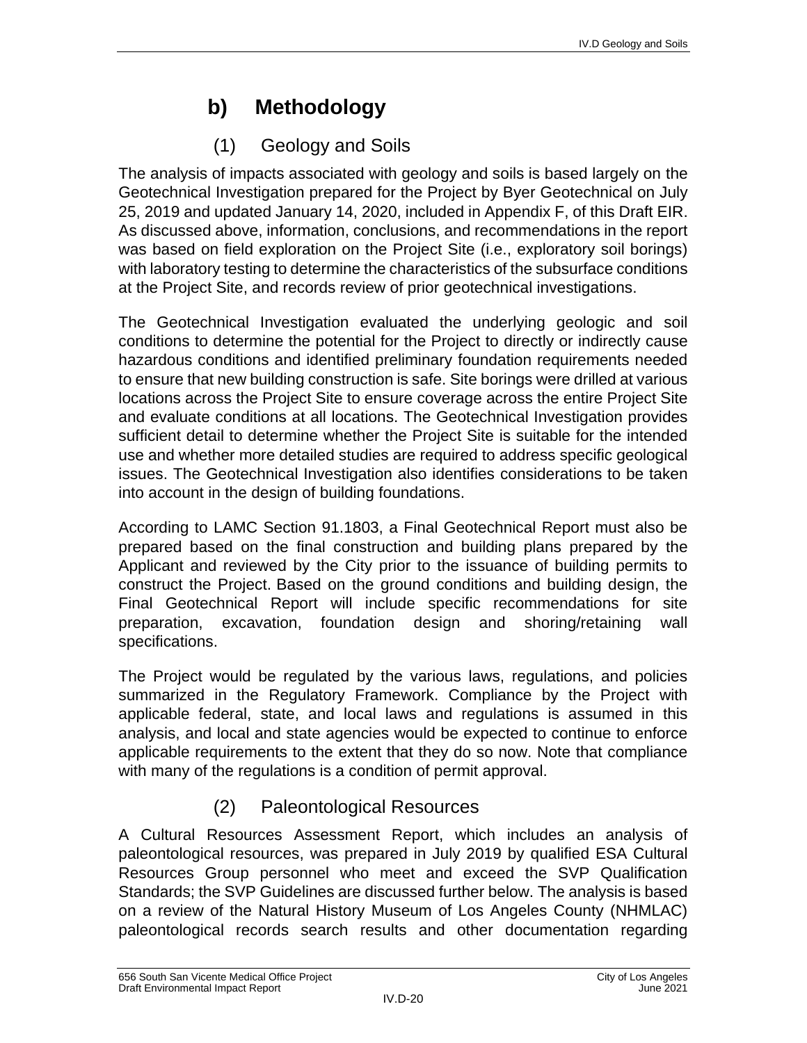## b) Methodology

### (1) Geology and Soils

The analysis of impacts associated with geology and soils is based largely on the Geotechnical Investigation prepared for the Project by Byer Geotechnical on July 25, 2019 and updated January 14, 2020, included in Appendix F, of this Draft EIR. As discussed above, information, conclusions, and recommendations in the report was based on field exploration on the Project Site (i.e., exploratory soil borings) with laboratory testing to determine the characteristics of the subsurface conditions at the Project Site, and records review of prior geotechnical investigations.

The Geotechnical Investigation evaluated the underlying geologic and soil conditions to determine the potential for the Project to directly or indirectly cause hazardous conditions and identified preliminary foundation requirements needed to ensure that new building construction is safe. Site borings were drilled at various locations across the Project Site to ensure coverage across the entire Project Site and evaluate conditions at all locations. The Geotechnical Investigation provides sufficient detail to determine whether the Project Site is suitable for the intended use and whether more detailed studies are required to address specific geological issues. The Geotechnical Investigation also identifies considerations to be taken into account in the design of building foundations.

According to LAMC Section 91.1803, a Final Geotechnical Report must also be prepared based on the final construction and building plans prepared by the Applicant and reviewed by the City prior to the issuance of building permits to construct the Project. Based on the ground conditions and building design, the Final Geotechnical Report will include specific recommendations for site preparation, excavation, foundation design and shoring/retaining wall specifications.

The Project would be regulated by the various laws, regulations, and policies summarized in the Regulatory Framework. Compliance by the Project with applicable federal, state, and local laws and regulations is assumed in this analysis, and local and state agencies would be expected to continue to enforce applicable requirements to the extent that they do so now. Note that compliance with many of the regulations is a condition of permit approval.

### (2) Paleontological Resources

A Cultural Resources Assessment Report, which includes an analysis of paleontological resources, was prepared in July 2019 by qualified ESA Cultural Resources Group personnel who meet and exceed the SVP Qualification Standards; the SVP Guidelines are discussed further below. The analysis is based on a review of the Natural History Museum of Los Angeles County (NHMLAC) paleontological records search results and other documentation regarding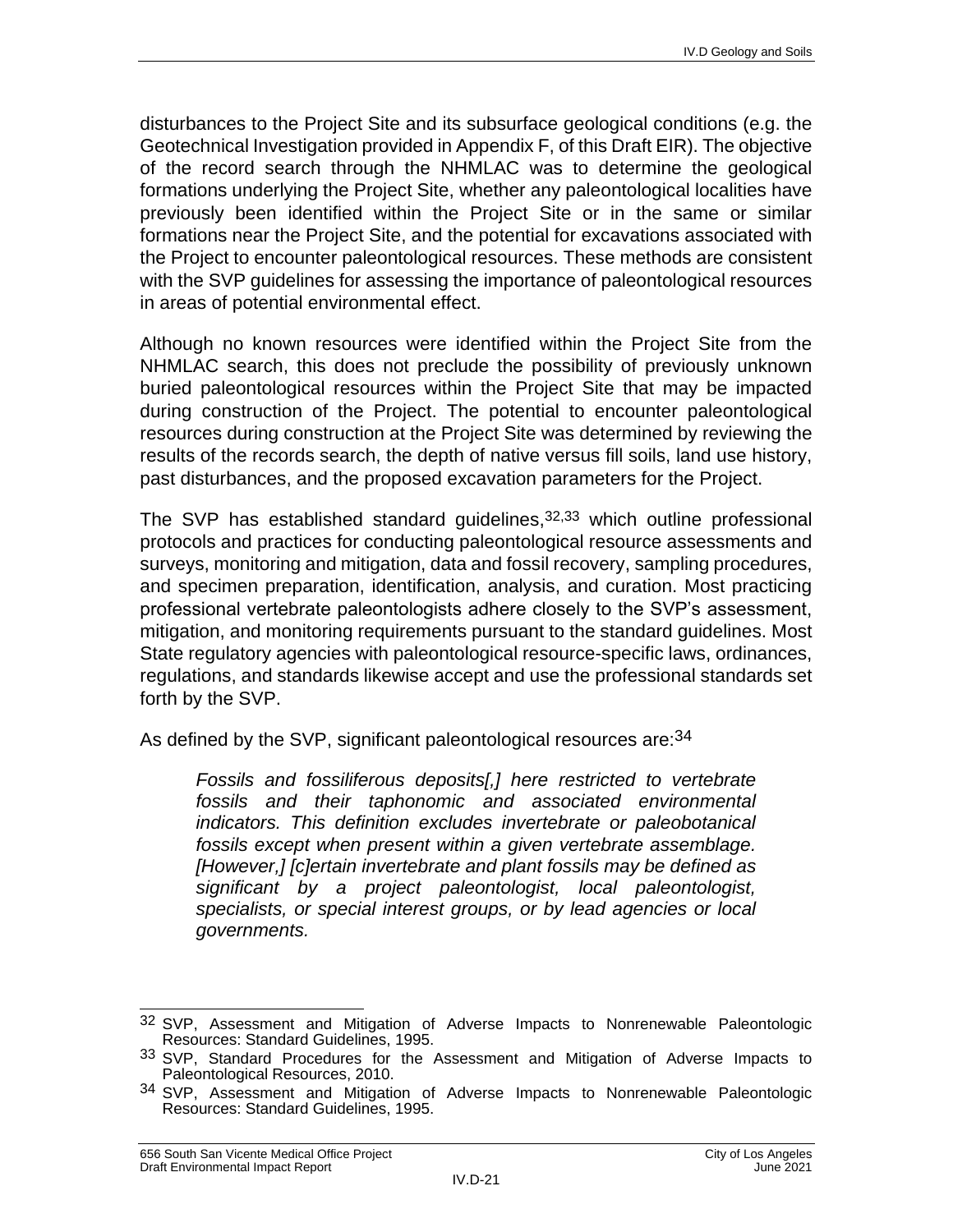disturbances to the Project Site and its subsurface geological conditions (e.g. the Geotechnical Investigation provided in Appendix F, of this Draft EIR). The objective of the record search through the NHMLAC was to determine the geological formations underlying the Project Site, whether any paleontological localities have previously been identified within the Project Site or in the same or similar formations near the Project Site, and the potential for excavations associated with the Project to encounter paleontological resources. These methods are consistent with the SVP guidelines for assessing the importance of paleontological resources in areas of potential environmental effect.

Although no known resources were identified within the Project Site from the NHMLAC search, this does not preclude the possibility of previously unknown buried paleontological resources within the Project Site that may be impacted during construction of the Project. The potential to encounter paleontological resources during construction at the Project Site was determined by reviewing the results of the records search, the depth of native versus fill soils, land use history, past disturbances, and the proposed excavation parameters for the Project.

The SVP has established standard guidelines,[32,33] which outline professional protocols and practices for conducting paleontological resource assessments and surveys, monitoring and mitigation, data and fossil recovery, sampling procedures, and specimen preparation, identification, analysis, and curation. Most practicing professional vertebrate paleontologists adhere closely to the SVP's assessment, mitigation, and monitoring requirements pursuant to the standard guidelines. Most State regulatory agencies with paleontological resource-specific laws, ordinances, regulations, and standards likewise accept and use the professional standards set forth by the SVP.

As defined by the SVP, significant paleontological resources are:[34]

> *Fossils and fossiliferous deposits[,] here restricted to vertebrate fossils and their taphonomic and associated environmental indicators. This definition excludes invertebrate or paleobotanical fossils except when present within a given vertebrate assemblage. [However,] [c]ertain invertebrate and plant fossils may be defined as significant by a project paleontologist, local paleontologist, specialists, or special interest groups, or by lead agencies or local governments.*

---

[32] SVP, Assessment and Mitigation of Adverse Impacts to Nonrenewable Paleontologic Resources: Standard Guidelines, 1995.

[33] SVP, Standard Procedures for the Assessment and Mitigation of Adverse Impacts to Paleontological Resources, 2010.

[34] SVP, Assessment and Mitigation of Adverse Impacts to Nonrenewable Paleontologic Resources: Standard Guidelines, 1995.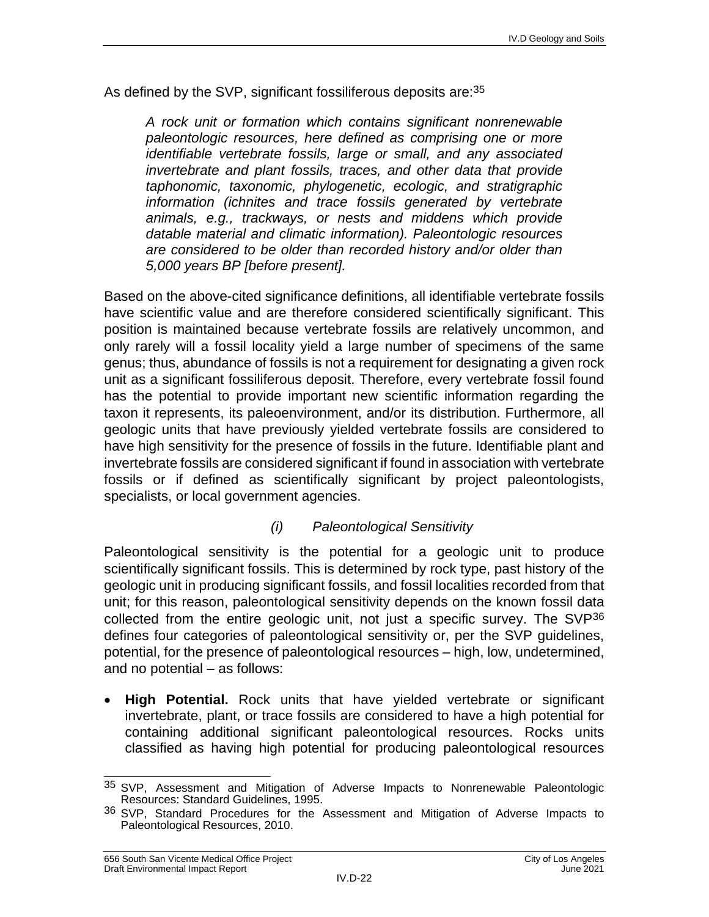As defined by the SVP, significant fossiliferous deposits are:[35]

> *A rock unit or formation which contains significant nonrenewable paleontologic resources, here defined as comprising one or more identifiable vertebrate fossils, large or small, and any associated invertebrate and plant fossils, traces, and other data that provide taphonomic, taxonomic, phylogenetic, ecologic, and stratigraphic information (ichnites and trace fossils generated by vertebrate animals, e.g., trackways, or nests and middens which provide datable material and climatic information). Paleontologic resources are considered to be older than recorded history and/or older than 5,000 years BP [before present].*

Based on the above-cited significance definitions, all identifiable vertebrate fossils have scientific value and are therefore considered scientifically significant. This position is maintained because vertebrate fossils are relatively uncommon, and only rarely will a fossil locality yield a large number of specimens of the same genus; thus, abundance of fossils is not a requirement for designating a given rock unit as a significant fossiliferous deposit. Therefore, every vertebrate fossil found has the potential to provide important new scientific information regarding the taxon it represents, its paleoenvironment, and/or its distribution. Furthermore, all geologic units that have previously yielded vertebrate fossils are considered to have high sensitivity for the presence of fossils in the future. Identifiable plant and invertebrate fossils are considered significant if found in association with vertebrate fossils or if defined as scientifically significant by project paleontologists, specialists, or local government agencies.

*(i) Paleontological Sensitivity*

Paleontological sensitivity is the potential for a geologic unit to produce scientifically significant fossils. This is determined by rock type, past history of the geologic unit in producing significant fossils, and fossil localities recorded from that unit; for this reason, paleontological sensitivity depends on the known fossil data collected from the entire geologic unit, not just a specific survey. The SVP[36] defines four categories of paleontological sensitivity or, per the SVP guidelines, potential, for the presence of paleontological resources – high, low, undetermined, and no potential – as follows:

- **High Potential.** Rock units that have yielded vertebrate or significant invertebrate, plant, or trace fossils are considered to have a high potential for containing additional significant paleontological resources. Rocks units classified as having high potential for producing paleontological resources

---

[35] SVP, Assessment and Mitigation of Adverse Impacts to Nonrenewable Paleontologic Resources: Standard Guidelines, 1995.

[36] SVP, Standard Procedures for the Assessment and Mitigation of Adverse Impacts to Paleontological Resources, 2010.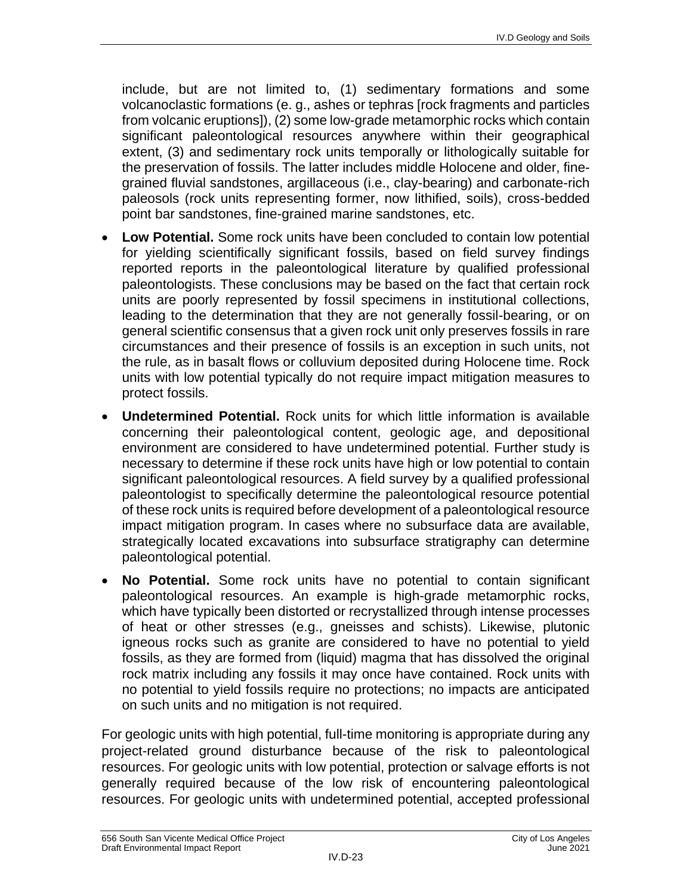include, but are not limited to, (1) sedimentary formations and some volcanoclastic formations (e. g., ashes or tephras [rock fragments and particles from volcanic eruptions]), (2) some low-grade metamorphic rocks which contain significant paleontological resources anywhere within their geographical extent, (3) and sedimentary rock units temporally or lithologically suitable for the preservation of fossils. The latter includes middle Holocene and older, fine-grained fluvial sandstones, argillaceous (i.e., clay-bearing) and carbonate-rich paleosols (rock units representing former, now lithified, soils), cross-bedded point bar sandstones, fine-grained marine sandstones, etc.

- **Low Potential.** Some rock units have been concluded to contain low potential for yielding scientifically significant fossils, based on field survey findings reported reports in the paleontological literature by qualified professional paleontologists. These conclusions may be based on the fact that certain rock units are poorly represented by fossil specimens in institutional collections, leading to the determination that they are not generally fossil-bearing, or on general scientific consensus that a given rock unit only preserves fossils in rare circumstances and their presence of fossils is an exception in such units, not the rule, as in basalt flows or colluvium deposited during Holocene time. Rock units with low potential typically do not require impact mitigation measures to protect fossils.
- **Undetermined Potential.** Rock units for which little information is available concerning their paleontological content, geologic age, and depositional environment are considered to have undetermined potential. Further study is necessary to determine if these rock units have high or low potential to contain significant paleontological resources. A field survey by a qualified professional paleontologist to specifically determine the paleontological resource potential of these rock units is required before development of a paleontological resource impact mitigation program. In cases where no subsurface data are available, strategically located excavations into subsurface stratigraphy can determine paleontological potential.
- **No Potential.** Some rock units have no potential to contain significant paleontological resources. An example is high-grade metamorphic rocks, which have typically been distorted or recrystallized through intense processes of heat or other stresses (e.g., gneisses and schists). Likewise, plutonic igneous rocks such as granite are considered to have no potential to yield fossils, as they are formed from (liquid) magma that has dissolved the original rock matrix including any fossils it may once have contained. Rock units with no potential to yield fossils require no protections; no impacts are anticipated on such units and no mitigation is not required.

For geologic units with high potential, full-time monitoring is appropriate during any project-related ground disturbance because of the risk to paleontological resources. For geologic units with low potential, protection or salvage efforts is not generally required because of the low risk of encountering paleontological resources. For geologic units with undetermined potential, accepted professional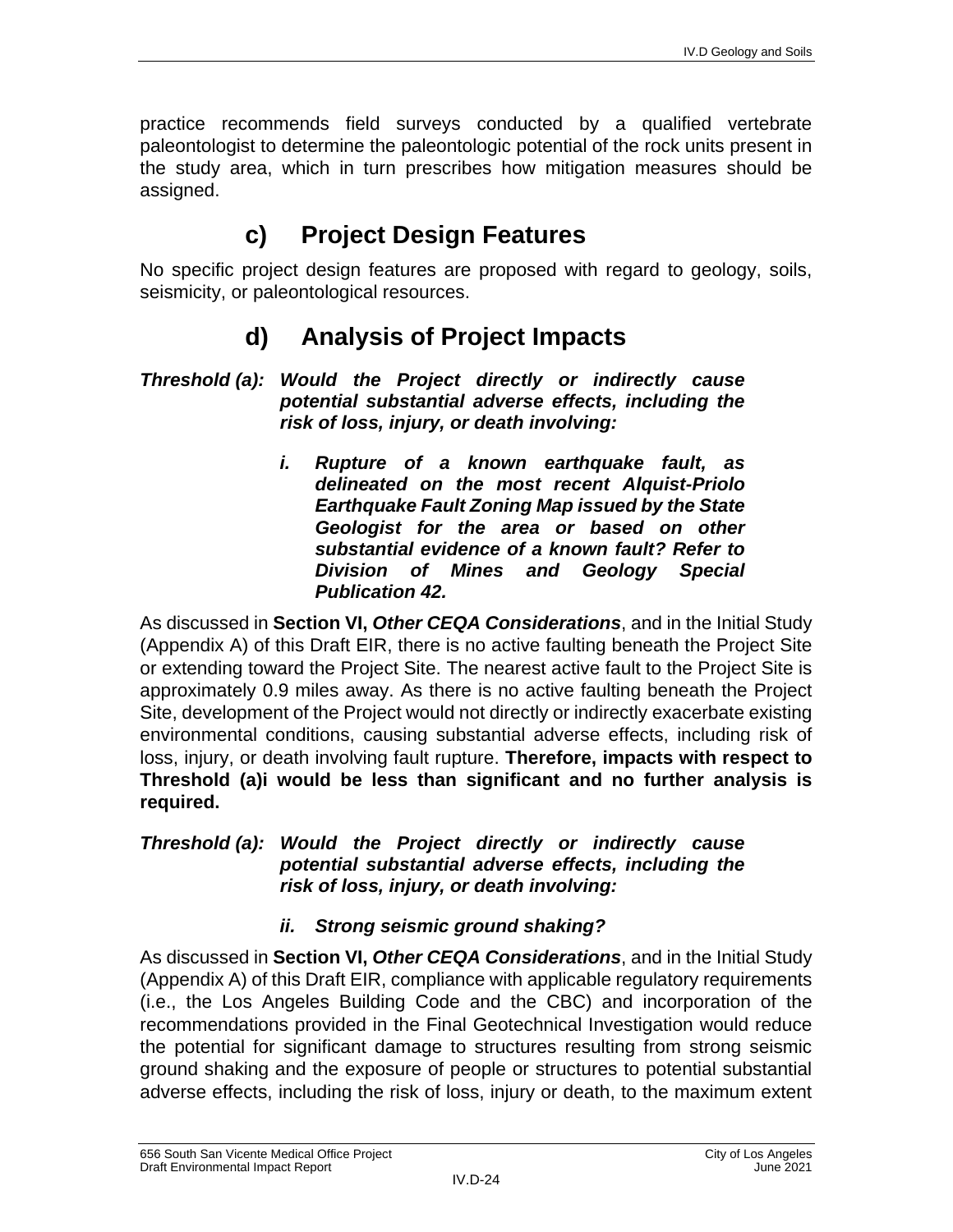practice recommends field surveys conducted by a qualified vertebrate paleontologist to determine the paleontologic potential of the rock units present in the study area, which in turn prescribes how mitigation measures should be assigned.

## c) Project Design Features

No specific project design features are proposed with regard to geology, soils, seismicity, or paleontological resources.

## d) Analysis of Project Impacts

***Threshold (a): Would the Project directly or indirectly cause potential substantial adverse effects, including the risk of loss, injury, or death involving:***

***i. Rupture of a known earthquake fault, as delineated on the most recent Alquist-Priolo Earthquake Fault Zoning Map issued by the State Geologist for the area or based on other substantial evidence of a known fault? Refer to Division of Mines and Geology Special Publication 42.***

As discussed in **Section VI, *Other CEQA Considerations***, and in the Initial Study (Appendix A) of this Draft EIR, there is no active faulting beneath the Project Site or extending toward the Project Site. The nearest active fault to the Project Site is approximately 0.9 miles away. As there is no active faulting beneath the Project Site, development of the Project would not directly or indirectly exacerbate existing environmental conditions, causing substantial adverse effects, including risk of loss, injury, or death involving fault rupture. **Therefore, impacts with respect to Threshold (a)i would be less than significant and no further analysis is required.**

***Threshold (a): Would the Project directly or indirectly cause potential substantial adverse effects, including the risk of loss, injury, or death involving:***

***ii. Strong seismic ground shaking?***

As discussed in **Section VI, *Other CEQA Considerations***, and in the Initial Study (Appendix A) of this Draft EIR, compliance with applicable regulatory requirements (i.e., the Los Angeles Building Code and the CBC) and incorporation of the recommendations provided in the Final Geotechnical Investigation would reduce the potential for significant damage to structures resulting from strong seismic ground shaking and the exposure of people or structures to potential substantial adverse effects, including the risk of loss, injury or death, to the maximum extent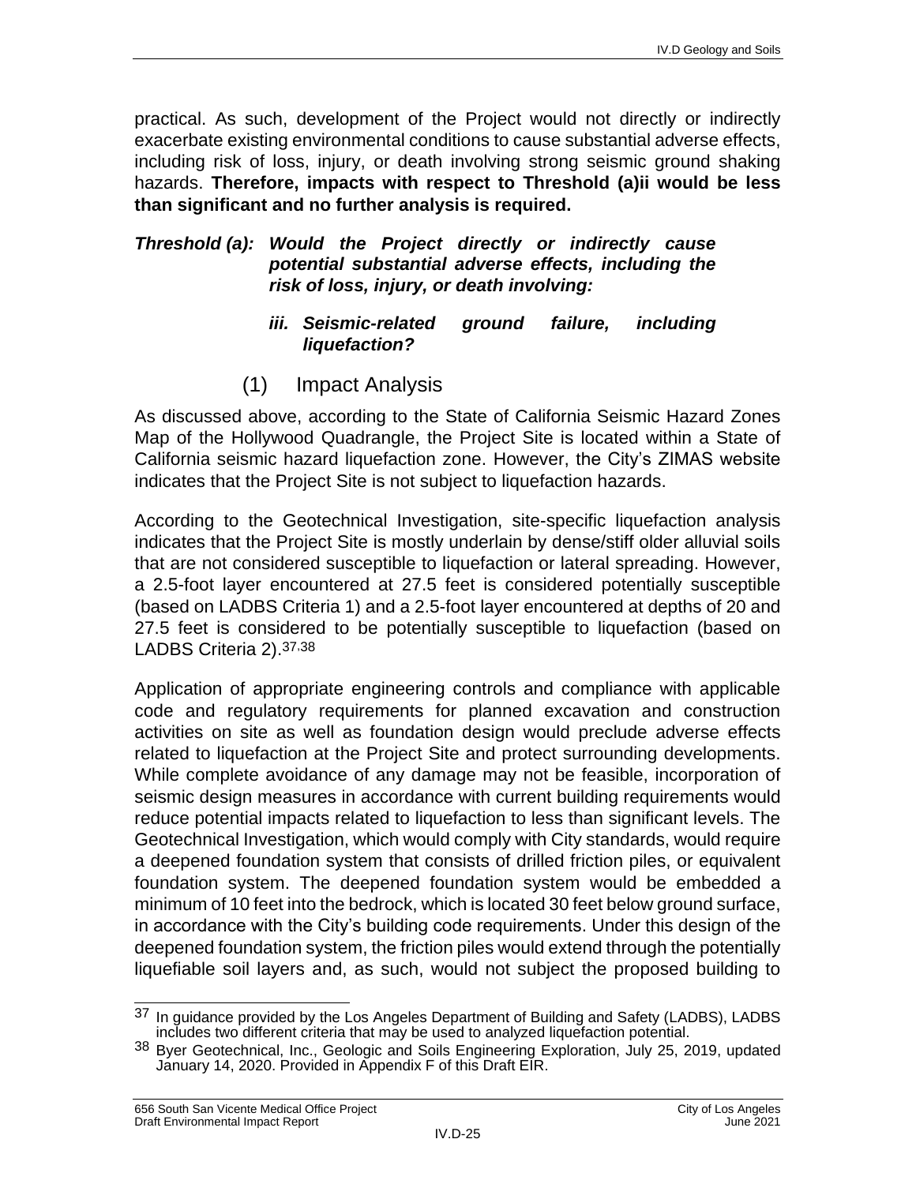practical. As such, development of the Project would not directly or indirectly exacerbate existing environmental conditions to cause substantial adverse effects, including risk of loss, injury, or death involving strong seismic ground shaking hazards. **Therefore, impacts with respect to Threshold (a)ii would be less than significant and no further analysis is required.**

***Threshold (a): Would the Project directly or indirectly cause potential substantial adverse effects, including the risk of loss, injury, or death involving:***

***iii. Seismic-related ground failure, including liquefaction?***

### (1) Impact Analysis

As discussed above, according to the State of California Seismic Hazard Zones Map of the Hollywood Quadrangle, the Project Site is located within a State of California seismic hazard liquefaction zone. However, the City's ZIMAS website indicates that the Project Site is not subject to liquefaction hazards.

According to the Geotechnical Investigation, site-specific liquefaction analysis indicates that the Project Site is mostly underlain by dense/stiff older alluvial soils that are not considered susceptible to liquefaction or lateral spreading. However, a 2.5-foot layer encountered at 27.5 feet is considered potentially susceptible (based on LADBS Criteria 1) and a 2.5-foot layer encountered at depths of 20 and 27.5 feet is considered to be potentially susceptible to liquefaction (based on LADBS Criteria 2).[37,38]

Application of appropriate engineering controls and compliance with applicable code and regulatory requirements for planned excavation and construction activities on site as well as foundation design would preclude adverse effects related to liquefaction at the Project Site and protect surrounding developments. While complete avoidance of any damage may not be feasible, incorporation of seismic design measures in accordance with current building requirements would reduce potential impacts related to liquefaction to less than significant levels. The Geotechnical Investigation, which would comply with City standards, would require a deepened foundation system that consists of drilled friction piles, or equivalent foundation system. The deepened foundation system would be embedded a minimum of 10 feet into the bedrock, which is located 30 feet below ground surface, in accordance with the City's building code requirements. Under this design of the deepened foundation system, the friction piles would extend through the potentially liquefiable soil layers and, as such, would not subject the proposed building to

---

[37] In guidance provided by the Los Angeles Department of Building and Safety (LADBS), LADBS includes two different criteria that may be used to analyzed liquefaction potential.

[38] Byer Geotechnical, Inc., Geologic and Soils Engineering Exploration, July 25, 2019, updated January 14, 2020. Provided in Appendix F of this Draft EIR.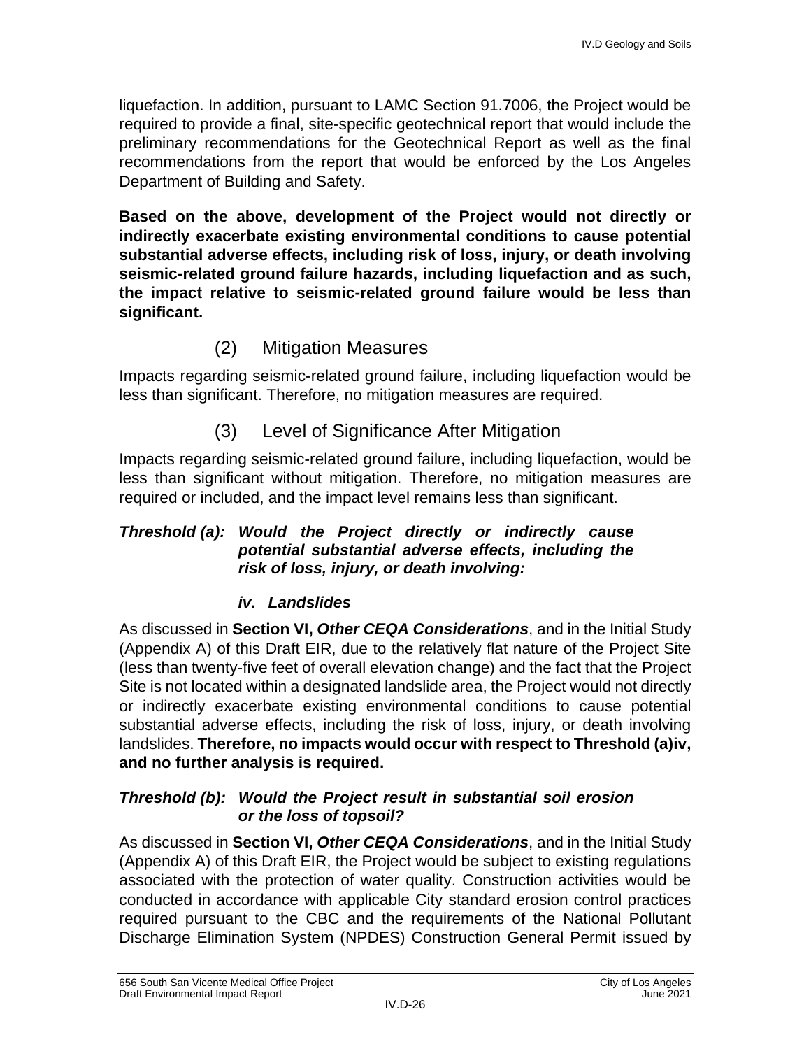liquefaction. In addition, pursuant to LAMC Section 91.7006, the Project would be required to provide a final, site-specific geotechnical report that would include the preliminary recommendations for the Geotechnical Report as well as the final recommendations from the report that would be enforced by the Los Angeles Department of Building and Safety.

**Based on the above, development of the Project would not directly or indirectly exacerbate existing environmental conditions to cause potential substantial adverse effects, including risk of loss, injury, or death involving seismic-related ground failure hazards, including liquefaction and as such, the impact relative to seismic-related ground failure would be less than significant.**

### (2) Mitigation Measures

Impacts regarding seismic-related ground failure, including liquefaction would be less than significant. Therefore, no mitigation measures are required.

### (3) Level of Significance After Mitigation

Impacts regarding seismic-related ground failure, including liquefaction, would be less than significant without mitigation. Therefore, no mitigation measures are required or included, and the impact level remains less than significant.

***Threshold (a): Would the Project directly or indirectly cause potential substantial adverse effects, including the risk of loss, injury, or death involving:***

***iv. Landslides***

As discussed in **Section VI, *Other CEQA Considerations***, and in the Initial Study (Appendix A) of this Draft EIR, due to the relatively flat nature of the Project Site (less than twenty-five feet of overall elevation change) and the fact that the Project Site is not located within a designated landslide area, the Project would not directly or indirectly exacerbate existing environmental conditions to cause potential substantial adverse effects, including the risk of loss, injury, or death involving landslides. **Therefore, no impacts would occur with respect to Threshold (a)iv, and no further analysis is required.**

***Threshold (b): Would the Project result in substantial soil erosion or the loss of topsoil?***

As discussed in **Section VI, *Other CEQA Considerations***, and in the Initial Study (Appendix A) of this Draft EIR, the Project would be subject to existing regulations associated with the protection of water quality. Construction activities would be conducted in accordance with applicable City standard erosion control practices required pursuant to the CBC and the requirements of the National Pollutant Discharge Elimination System (NPDES) Construction General Permit issued by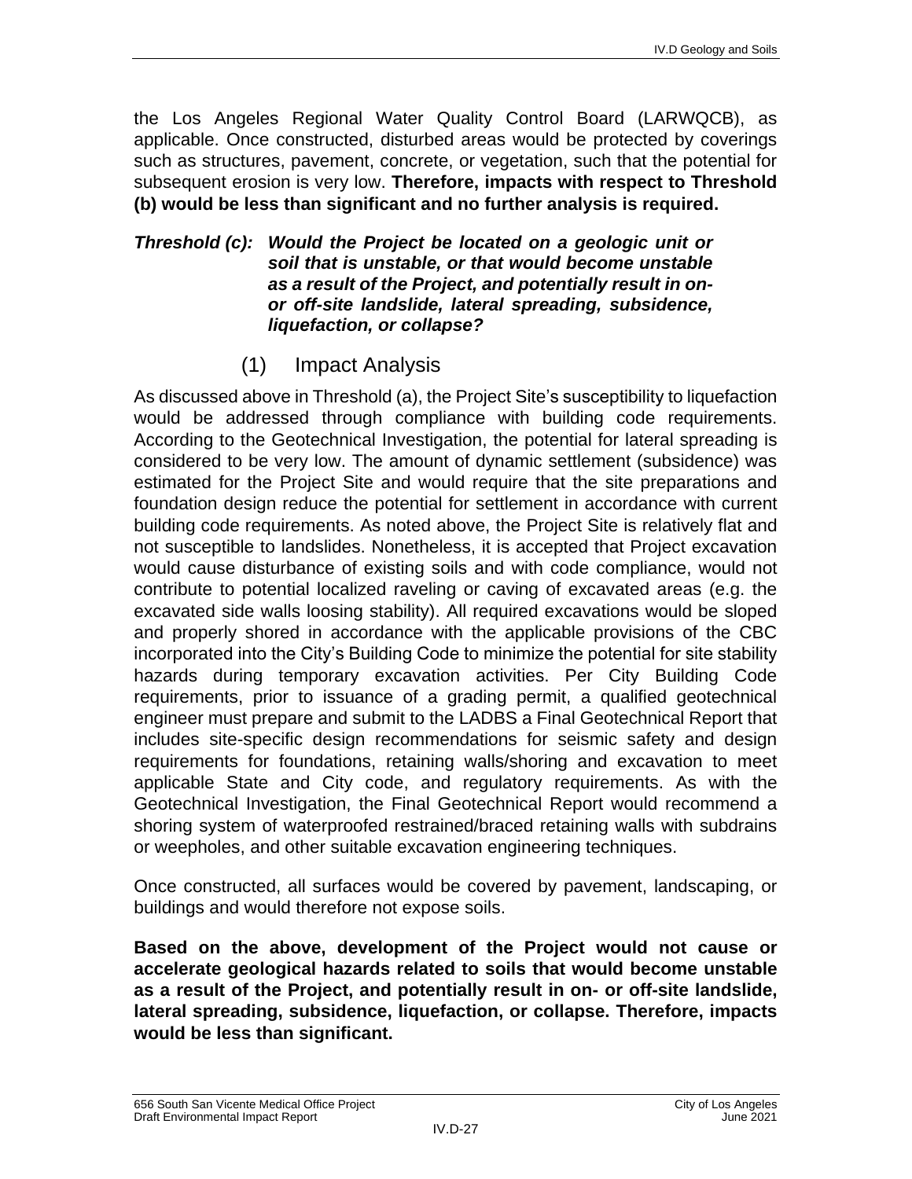the Los Angeles Regional Water Quality Control Board (LARWQCB), as applicable. Once constructed, disturbed areas would be protected by coverings such as structures, pavement, concrete, or vegetation, such that the potential for subsequent erosion is very low. **Therefore, impacts with respect to Threshold (b) would be less than significant and no further analysis is required.**

***Threshold (c): Would the Project be located on a geologic unit or soil that is unstable, or that would become unstable as a result of the Project, and potentially result in on- or off-site landslide, lateral spreading, subsidence, liquefaction, or collapse?***

#### (1) Impact Analysis

As discussed above in Threshold (a), the Project Site's susceptibility to liquefaction would be addressed through compliance with building code requirements. According to the Geotechnical Investigation, the potential for lateral spreading is considered to be very low. The amount of dynamic settlement (subsidence) was estimated for the Project Site and would require that the site preparations and foundation design reduce the potential for settlement in accordance with current building code requirements. As noted above, the Project Site is relatively flat and not susceptible to landslides. Nonetheless, it is accepted that Project excavation would cause disturbance of existing soils and with code compliance, would not contribute to potential localized raveling or caving of excavated areas (e.g. the excavated side walls loosing stability). All required excavations would be sloped and properly shored in accordance with the applicable provisions of the CBC incorporated into the City's Building Code to minimize the potential for site stability hazards during temporary excavation activities. Per City Building Code requirements, prior to issuance of a grading permit, a qualified geotechnical engineer must prepare and submit to the LADBS a Final Geotechnical Report that includes site-specific design recommendations for seismic safety and design requirements for foundations, retaining walls/shoring and excavation to meet applicable State and City code, and regulatory requirements. As with the Geotechnical Investigation, the Final Geotechnical Report would recommend a shoring system of waterproofed restrained/braced retaining walls with subdrains or weepholes, and other suitable excavation engineering techniques.

Once constructed, all surfaces would be covered by pavement, landscaping, or buildings and would therefore not expose soils.

**Based on the above, development of the Project would not cause or accelerate geological hazards related to soils that would become unstable as a result of the Project, and potentially result in on- or off-site landslide, lateral spreading, subsidence, liquefaction, or collapse. Therefore, impacts would be less than significant.**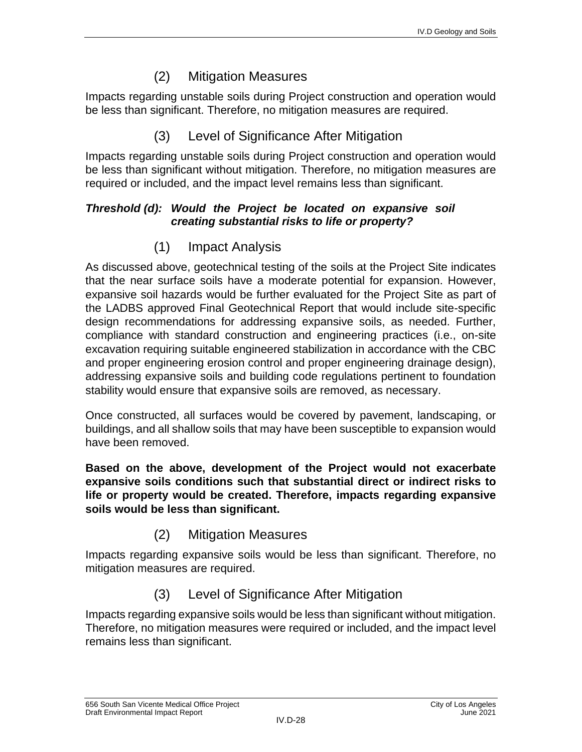### (2) Mitigation Measures

Impacts regarding unstable soils during Project construction and operation would be less than significant. Therefore, no mitigation measures are required.

### (3) Level of Significance After Mitigation

Impacts regarding unstable soils during Project construction and operation would be less than significant without mitigation. Therefore, no mitigation measures are required or included, and the impact level remains less than significant.

***Threshold (d): Would the Project be located on expansive soil creating substantial risks to life or property?***

### (1) Impact Analysis

As discussed above, geotechnical testing of the soils at the Project Site indicates that the near surface soils have a moderate potential for expansion. However, expansive soil hazards would be further evaluated for the Project Site as part of the LADBS approved Final Geotechnical Report that would include site-specific design recommendations for addressing expansive soils, as needed. Further, compliance with standard construction and engineering practices (i.e., on-site excavation requiring suitable engineered stabilization in accordance with the CBC and proper engineering erosion control and proper engineering drainage design), addressing expansive soils and building code regulations pertinent to foundation stability would ensure that expansive soils are removed, as necessary.

Once constructed, all surfaces would be covered by pavement, landscaping, or buildings, and all shallow soils that may have been susceptible to expansion would have been removed.

**Based on the above, development of the Project would not exacerbate expansive soils conditions such that substantial direct or indirect risks to life or property would be created. Therefore, impacts regarding expansive soils would be less than significant.**

### (2) Mitigation Measures

Impacts regarding expansive soils would be less than significant. Therefore, no mitigation measures are required.

### (3) Level of Significance After Mitigation

Impacts regarding expansive soils would be less than significant without mitigation. Therefore, no mitigation measures were required or included, and the impact level remains less than significant.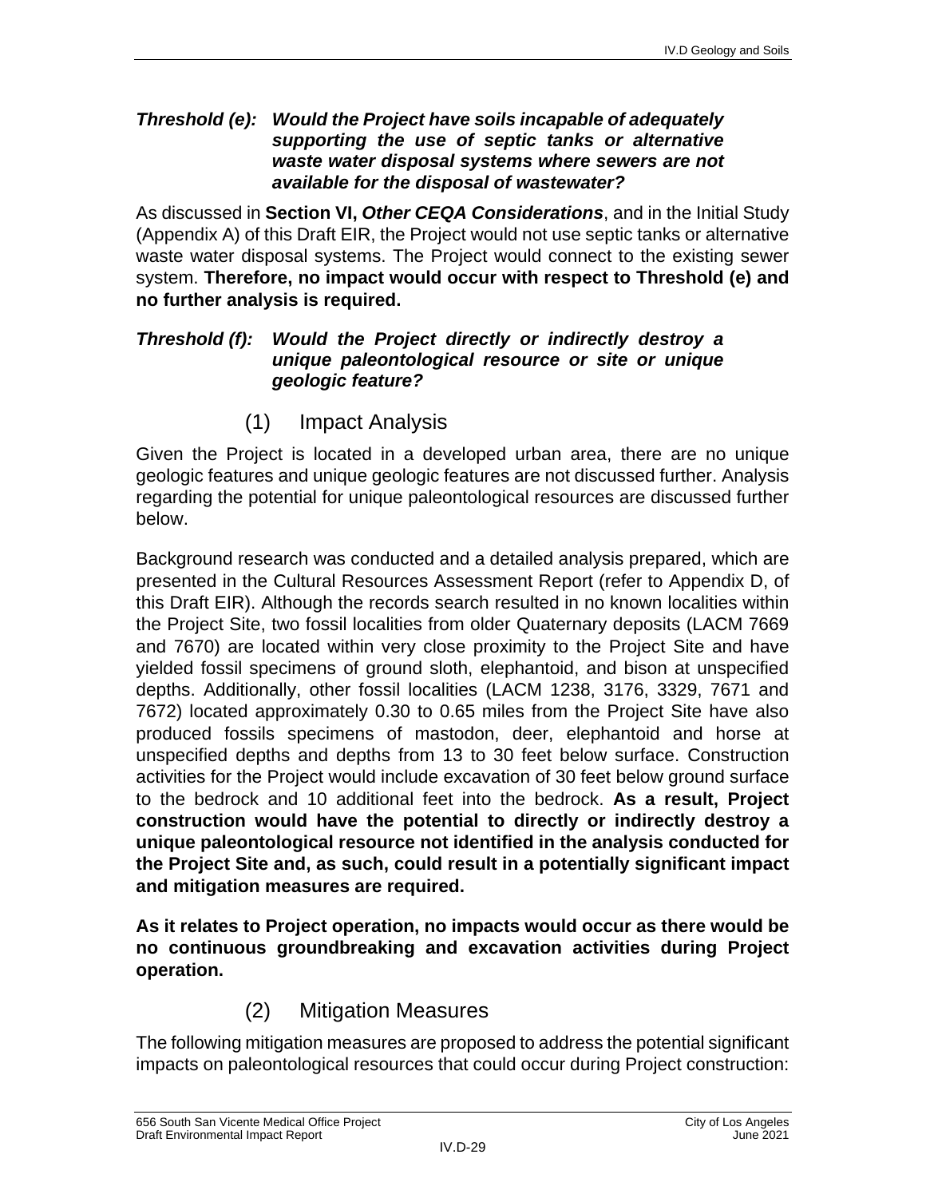***Threshold (e): Would the Project have soils incapable of adequately supporting the use of septic tanks or alternative waste water disposal systems where sewers are not available for the disposal of wastewater?***

As discussed in **Section VI, *Other CEQA Considerations***, and in the Initial Study (Appendix A) of this Draft EIR, the Project would not use septic tanks or alternative waste water disposal systems. The Project would connect to the existing sewer system. **Therefore, no impact would occur with respect to Threshold (e) and no further analysis is required.**

***Threshold (f): Would the Project directly or indirectly destroy a unique paleontological resource or site or unique geologic feature?***

### (1) Impact Analysis

Given the Project is located in a developed urban area, there are no unique geologic features and unique geologic features are not discussed further. Analysis regarding the potential for unique paleontological resources are discussed further below.

Background research was conducted and a detailed analysis prepared, which are presented in the Cultural Resources Assessment Report (refer to Appendix D, of this Draft EIR). Although the records search resulted in no known localities within the Project Site, two fossil localities from older Quaternary deposits (LACM 7669 and 7670) are located within very close proximity to the Project Site and have yielded fossil specimens of ground sloth, elephantoid, and bison at unspecified depths. Additionally, other fossil localities (LACM 1238, 3176, 3329, 7671 and 7672) located approximately 0.30 to 0.65 miles from the Project Site have also produced fossils specimens of mastodon, deer, elephantoid and horse at unspecified depths and depths from 13 to 30 feet below surface. Construction activities for the Project would include excavation of 30 feet below ground surface to the bedrock and 10 additional feet into the bedrock. **As a result, Project construction would have the potential to directly or indirectly destroy a unique paleontological resource not identified in the analysis conducted for the Project Site and, as such, could result in a potentially significant impact and mitigation measures are required.**

**As it relates to Project operation, no impacts would occur as there would be no continuous groundbreaking and excavation activities during Project operation.**

### (2) Mitigation Measures

The following mitigation measures are proposed to address the potential significant impacts on paleontological resources that could occur during Project construction: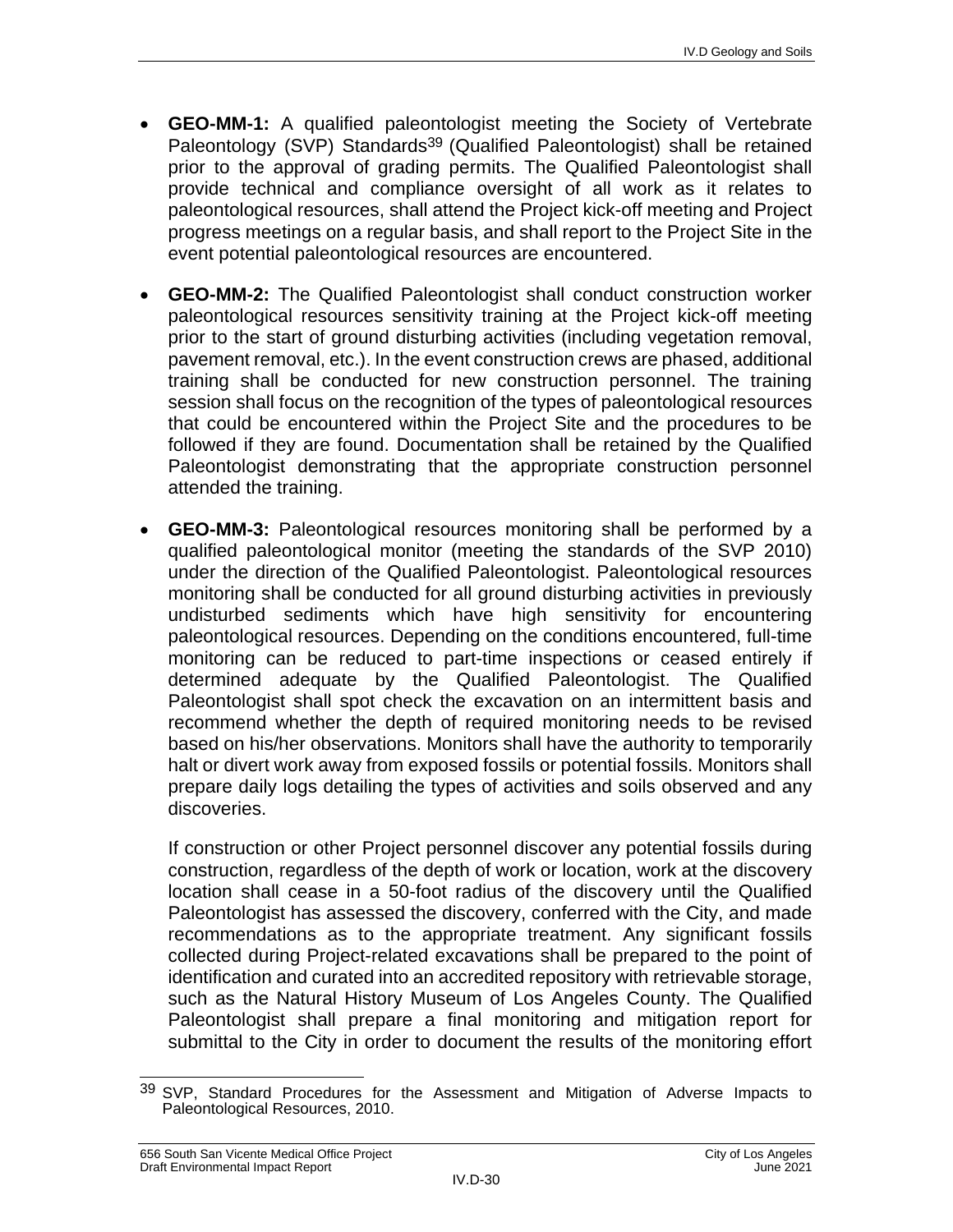- **GEO-MM-1:** A qualified paleontologist meeting the Society of Vertebrate Paleontology (SVP) Standards[39] (Qualified Paleontologist) shall be retained prior to the approval of grading permits. The Qualified Paleontologist shall provide technical and compliance oversight of all work as it relates to paleontological resources, shall attend the Project kick-off meeting and Project progress meetings on a regular basis, and shall report to the Project Site in the event potential paleontological resources are encountered.

- **GEO-MM-2:** The Qualified Paleontologist shall conduct construction worker paleontological resources sensitivity training at the Project kick-off meeting prior to the start of ground disturbing activities (including vegetation removal, pavement removal, etc.). In the event construction crews are phased, additional training shall be conducted for new construction personnel. The training session shall focus on the recognition of the types of paleontological resources that could be encountered within the Project Site and the procedures to be followed if they are found. Documentation shall be retained by the Qualified Paleontologist demonstrating that the appropriate construction personnel attended the training.

- **GEO-MM-3:** Paleontological resources monitoring shall be performed by a qualified paleontological monitor (meeting the standards of the SVP 2010) under the direction of the Qualified Paleontologist. Paleontological resources monitoring shall be conducted for all ground disturbing activities in previously undisturbed sediments which have high sensitivity for encountering paleontological resources. Depending on the conditions encountered, full-time monitoring can be reduced to part-time inspections or ceased entirely if determined adequate by the Qualified Paleontologist. The Qualified Paleontologist shall spot check the excavation on an intermittent basis and recommend whether the depth of required monitoring needs to be revised based on his/her observations. Monitors shall have the authority to temporarily halt or divert work away from exposed fossils or potential fossils. Monitors shall prepare daily logs detailing the types of activities and soils observed and any discoveries.

  If construction or other Project personnel discover any potential fossils during construction, regardless of the depth of work or location, work at the discovery location shall cease in a 50-foot radius of the discovery until the Qualified Paleontologist has assessed the discovery, conferred with the City, and made recommendations as to the appropriate treatment. Any significant fossils collected during Project-related excavations shall be prepared to the point of identification and curated into an accredited repository with retrievable storage, such as the Natural History Museum of Los Angeles County. The Qualified Paleontologist shall prepare a final monitoring and mitigation report for submittal to the City in order to document the results of the monitoring effort

[39] SVP, Standard Procedures for the Assessment and Mitigation of Adverse Impacts to Paleontological Resources, 2010.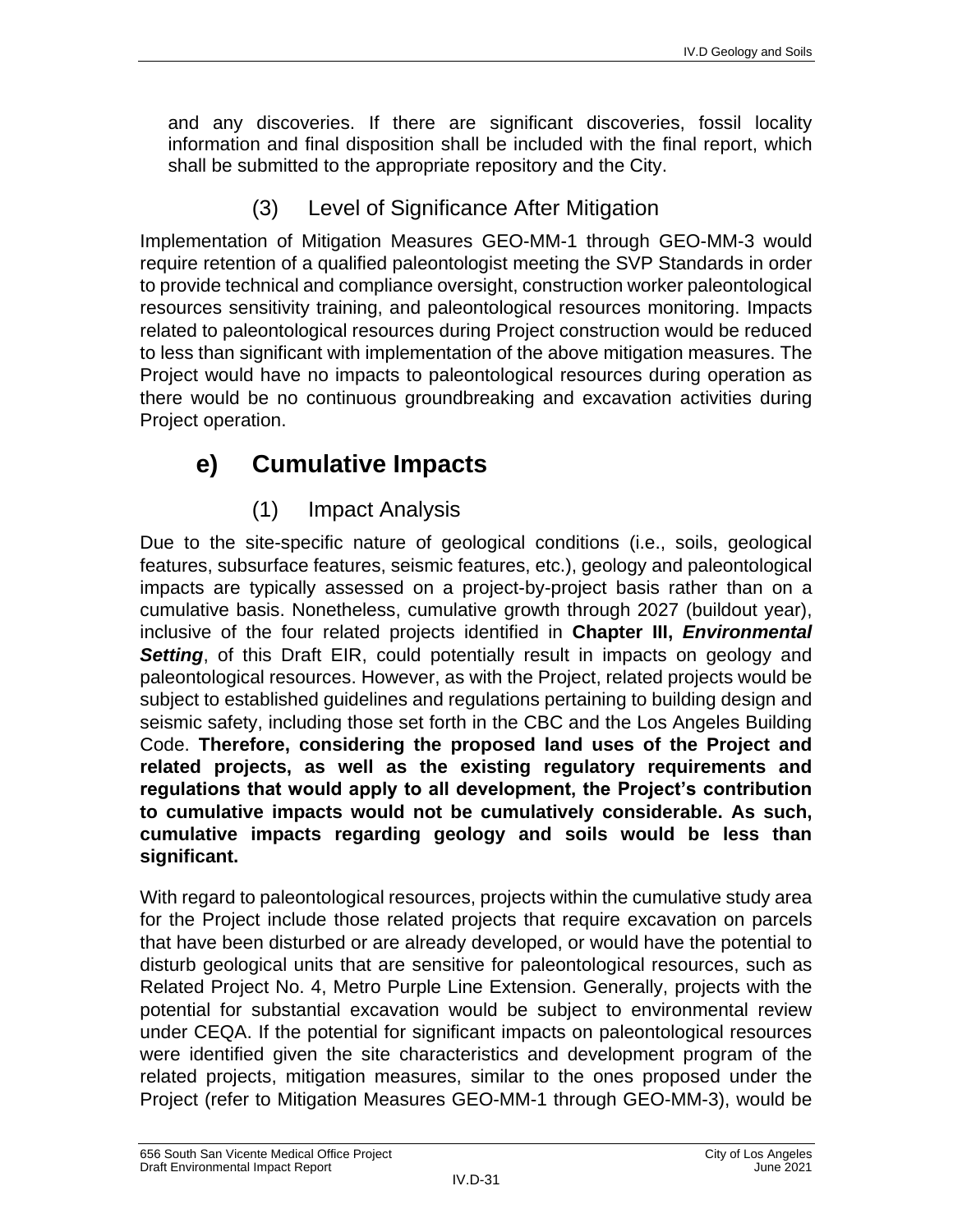and any discoveries. If there are significant discoveries, fossil locality information and final disposition shall be included with the final report, which shall be submitted to the appropriate repository and the City.

### (3) Level of Significance After Mitigation

Implementation of Mitigation Measures GEO-MM-1 through GEO-MM-3 would require retention of a qualified paleontologist meeting the SVP Standards in order to provide technical and compliance oversight, construction worker paleontological resources sensitivity training, and paleontological resources monitoring. Impacts related to paleontological resources during Project construction would be reduced to less than significant with implementation of the above mitigation measures. The Project would have no impacts to paleontological resources during operation as there would be no continuous groundbreaking and excavation activities during Project operation.

## e) Cumulative Impacts

### (1) Impact Analysis

Due to the site-specific nature of geological conditions (i.e., soils, geological features, subsurface features, seismic features, etc.), geology and paleontological impacts are typically assessed on a project-by-project basis rather than on a cumulative basis. Nonetheless, cumulative growth through 2027 (buildout year), inclusive of the four related projects identified in **Chapter III, *Environmental Setting***, of this Draft EIR, could potentially result in impacts on geology and paleontological resources. However, as with the Project, related projects would be subject to established guidelines and regulations pertaining to building design and seismic safety, including those set forth in the CBC and the Los Angeles Building Code. **Therefore, considering the proposed land uses of the Project and related projects, as well as the existing regulatory requirements and regulations that would apply to all development, the Project's contribution to cumulative impacts would not be cumulatively considerable. As such, cumulative impacts regarding geology and soils would be less than significant.**

With regard to paleontological resources, projects within the cumulative study area for the Project include those related projects that require excavation on parcels that have been disturbed or are already developed, or would have the potential to disturb geological units that are sensitive for paleontological resources, such as Related Project No. 4, Metro Purple Line Extension. Generally, projects with the potential for substantial excavation would be subject to environmental review under CEQA. If the potential for significant impacts on paleontological resources were identified given the site characteristics and development program of the related projects, mitigation measures, similar to the ones proposed under the Project (refer to Mitigation Measures GEO-MM-1 through GEO-MM-3), would be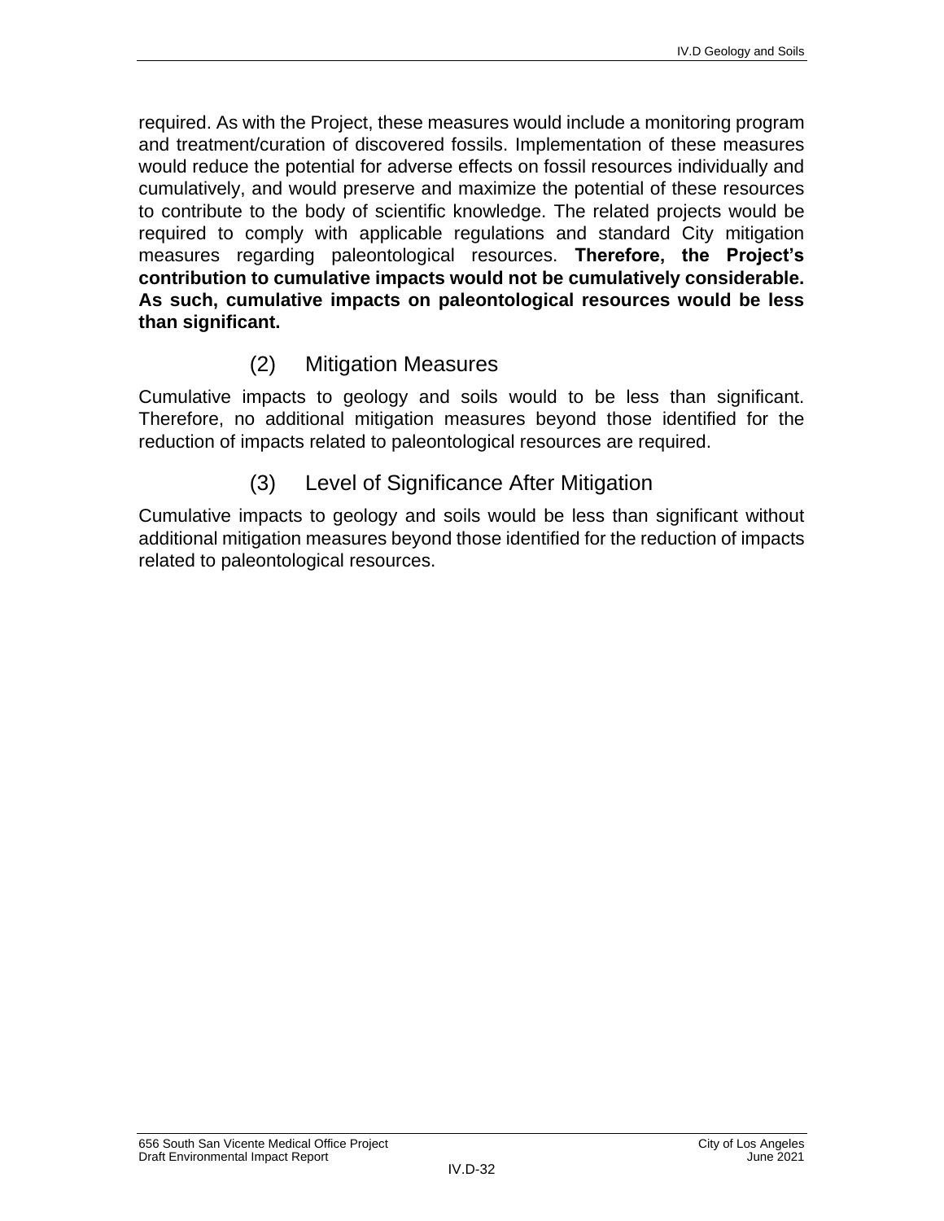required. As with the Project, these measures would include a monitoring program and treatment/curation of discovered fossils. Implementation of these measures would reduce the potential for adverse effects on fossil resources individually and cumulatively, and would preserve and maximize the potential of these resources to contribute to the body of scientific knowledge. The related projects would be required to comply with applicable regulations and standard City mitigation measures regarding paleontological resources. **Therefore, the Project's contribution to cumulative impacts would not be cumulatively considerable. As such, cumulative impacts on paleontological resources would be less than significant.**

### (2) Mitigation Measures

Cumulative impacts to geology and soils would to be less than significant. Therefore, no additional mitigation measures beyond those identified for the reduction of impacts related to paleontological resources are required.

### (3) Level of Significance After Mitigation

Cumulative impacts to geology and soils would be less than significant without additional mitigation measures beyond those identified for the reduction of impacts related to paleontological resources.